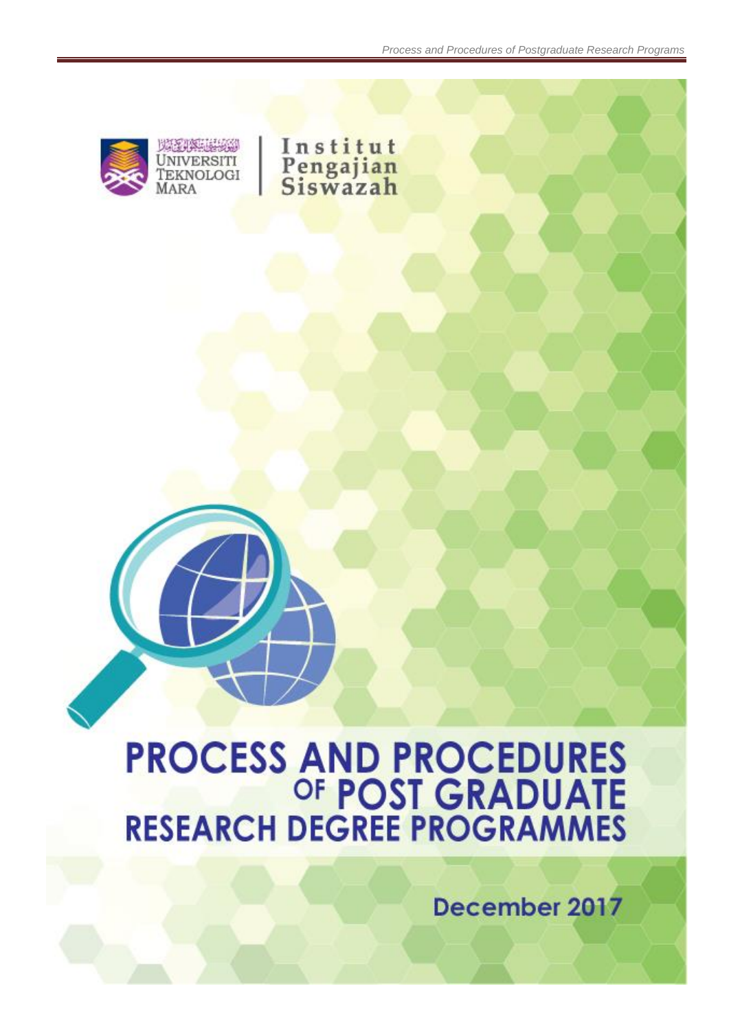Universiti Teknologi MARA

Institut Pengajian Siswazah

# PROCESS AND PROCEDURES OF POST GRADUATE RESEARCH DEGREE PROGRAMMES

December 2017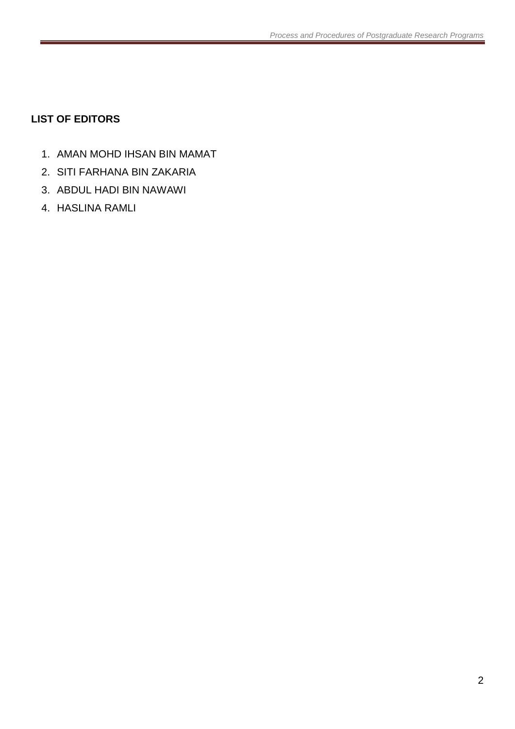## LIST OF EDITORS

1. AMAN MOHD IHSAN BIN MAMAT
2. SITI FARHANA BIN ZAKARIA
3. ABDUL HADI BIN NAWAWI
4. HASLINA RAMLI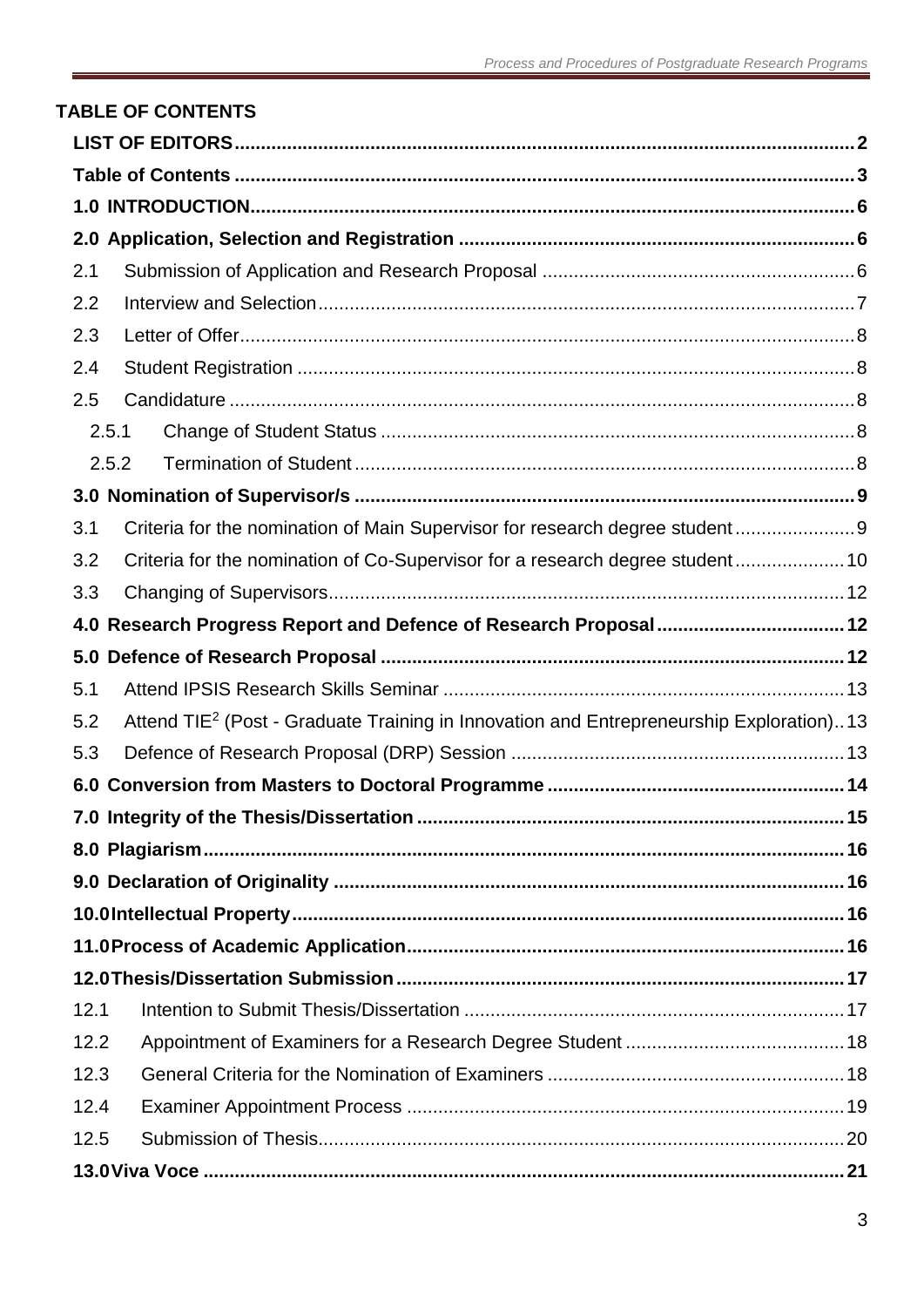**TABLE OF CONTENTS**

**LIST OF EDITORS** .......... 2

**Table of Contents** .......... 3

**1.0 INTRODUCTION** .......... 6

**2.0 Application, Selection and Registration** .......... 6

2.1 Submission of Application and Research Proposal .......... 6

2.2 Interview and Selection .......... 7

2.3 Letter of Offer .......... 8

2.4 Student Registration .......... 8

2.5 Candidature .......... 8

2.5.1 Change of Student Status .......... 8

2.5.2 Termination of Student .......... 8

**3.0 Nomination of Supervisor/s** .......... 9

3.1 Criteria for the nomination of Main Supervisor for research degree student .......... 9

3.2 Criteria for the nomination of Co-Supervisor for a research degree student .......... 10

3.3 Changing of Supervisors .......... 12

**4.0 Research Progress Report and Defence of Research Proposal** .......... 12

**5.0 Defence of Research Proposal** .......... 12

5.1 Attend IPSIS Research Skills Seminar .......... 13

5.2 Attend TIE$^2$ (Post - Graduate Training in Innovation and Entrepreneurship Exploration) .......... 13

5.3 Defence of Research Proposal (DRP) Session .......... 13

**6.0 Conversion from Masters to Doctoral Programme** .......... 14

**7.0 Integrity of the Thesis/Dissertation** .......... 15

**8.0 Plagiarism** .......... 16

**9.0 Declaration of Originality** .......... 16

**10.0 Intellectual Property** .......... 16

**11.0 Process of Academic Application** .......... 16

**12.0 Thesis/Dissertation Submission** .......... 17

12.1 Intention to Submit Thesis/Dissertation .......... 17

12.2 Appointment of Examiners for a Research Degree Student .......... 18

12.3 General Criteria for the Nomination of Examiners .......... 18

12.4 Examiner Appointment Process .......... 19

12.5 Submission of Thesis .......... 20

**13.0 Viva Voce** .......... 21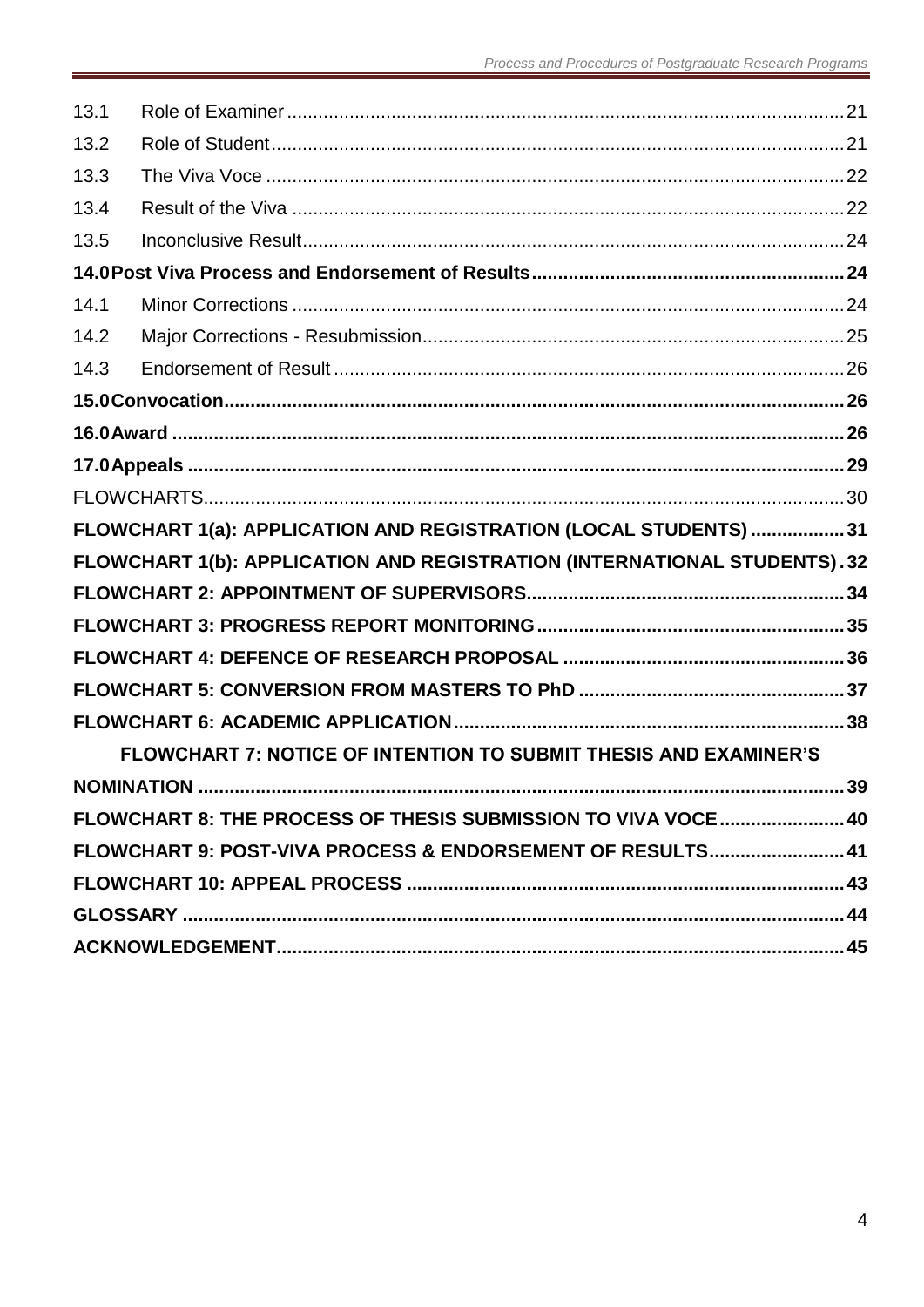| | | |
|---|---|---|
| 13.1 | Role of Examiner | 21 |
| 13.2 | Role of Student | 21 |
| 13.3 | The Viva Voce | 22 |
| 13.4 | Result of the Viva | 22 |
| 13.5 | Inconclusive Result | 24 |
| **14.0** | **Post Viva Process and Endorsement of Results** | **24** |
| 14.1 | Minor Corrections | 24 |
| 14.2 | Major Corrections - Resubmission | 25 |
| 14.3 | Endorsement of Result | 26 |
| **15.0** | **Convocation** | **26** |
| **16.0** | **Award** | **26** |
| **17.0** | **Appeals** | **29** |
| | FLOWCHARTS | 30 |
| | **FLOWCHART 1(a): APPLICATION AND REGISTRATION (LOCAL STUDENTS)** | **31** |
| | **FLOWCHART 1(b): APPLICATION AND REGISTRATION (INTERNATIONAL STUDENTS)** | **32** |
| | **FLOWCHART 2: APPOINTMENT OF SUPERVISORS** | **34** |
| | **FLOWCHART 3: PROGRESS REPORT MONITORING** | **35** |
| | **FLOWCHART 4: DEFENCE OF RESEARCH PROPOSAL** | **36** |
| | **FLOWCHART 5: CONVERSION FROM MASTERS TO PhD** | **37** |
| | **FLOWCHART 6: ACADEMIC APPLICATION** | **38** |
| | **FLOWCHART 7: NOTICE OF INTENTION TO SUBMIT THESIS AND EXAMINER'S NOMINATION** | **39** |
| | **FLOWCHART 8: THE PROCESS OF THESIS SUBMISSION TO VIVA VOCE** | **40** |
| | **FLOWCHART 9: POST-VIVA PROCESS & ENDORSEMENT OF RESULTS** | **41** |
| | **FLOWCHART 10: APPEAL PROCESS** | **43** |
| | **GLOSSARY** | **44** |
| | **ACKNOWLEDGEMENT** | **45** |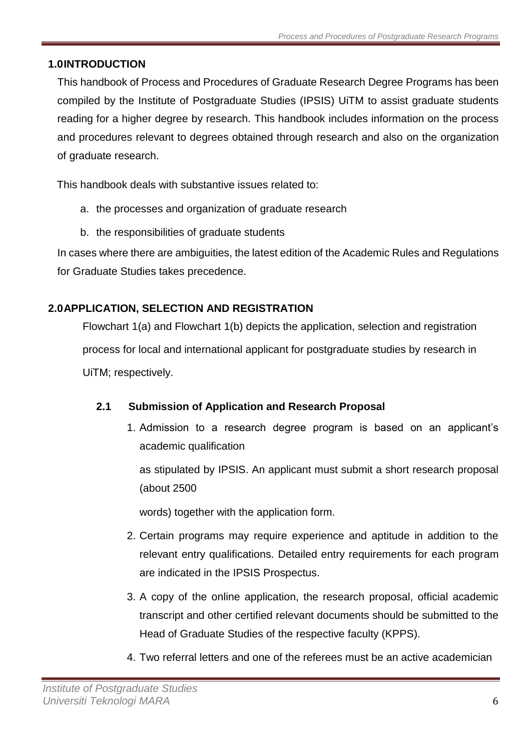## 1.0 INTRODUCTION

This handbook of Process and Procedures of Graduate Research Degree Programs has been compiled by the Institute of Postgraduate Studies (IPSIS) UiTM to assist graduate students reading for a higher degree by research. This handbook includes information on the process and procedures relevant to degrees obtained through research and also on the organization of graduate research.

This handbook deals with substantive issues related to:

a. the processes and organization of graduate research
b. the responsibilities of graduate students

In cases where there are ambiguities, the latest edition of the Academic Rules and Regulations for Graduate Studies takes precedence.

## 2.0 APPLICATION, SELECTION AND REGISTRATION

Flowchart 1(a) and Flowchart 1(b) depicts the application, selection and registration process for local and international applicant for postgraduate studies by research in UiTM; respectively.

### 2.1 Submission of Application and Research Proposal

1. Admission to a research degree program is based on an applicant's academic qualification

   as stipulated by IPSIS. An applicant must submit a short research proposal (about 2500

   words) together with the application form.

2. Certain programs may require experience and aptitude in addition to the relevant entry qualifications. Detailed entry requirements for each program are indicated in the IPSIS Prospectus.

3. A copy of the online application, the research proposal, official academic transcript and other certified relevant documents should be submitted to the Head of Graduate Studies of the respective faculty (KPPS).

4. Two referral letters and one of the referees must be an active academician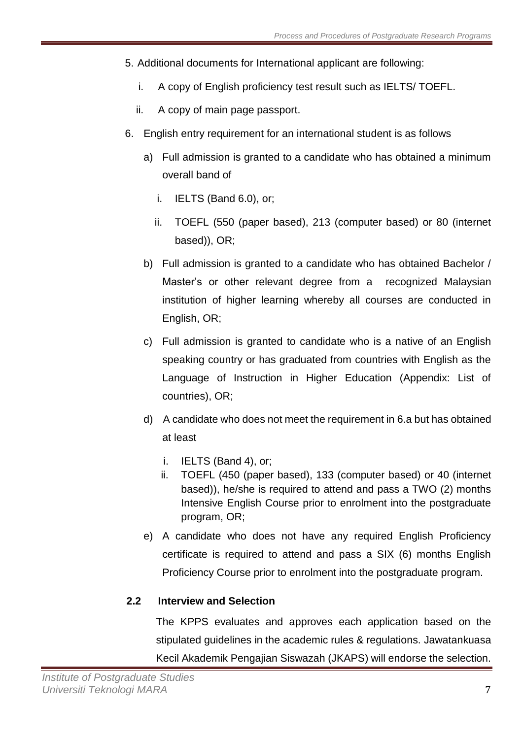5. Additional documents for International applicant are following:
   i. A copy of English proficiency test result such as IELTS/ TOEFL.
   ii. A copy of main page passport.

6. English entry requirement for an international student is as follows
   a) Full admission is granted to a candidate who has obtained a minimum overall band of
      i. IELTS (Band 6.0), or;
      ii. TOEFL (550 (paper based), 213 (computer based) or 80 (internet based)), OR;
   b) Full admission is granted to a candidate who has obtained Bachelor / Master's or other relevant degree from a recognized Malaysian institution of higher learning whereby all courses are conducted in English, OR;
   c) Full admission is granted to candidate who is a native of an English speaking country or has graduated from countries with English as the Language of Instruction in Higher Education (Appendix: List of countries), OR;
   d) A candidate who does not meet the requirement in 6.a but has obtained at least
      i. IELTS (Band 4), or;
      ii. TOEFL (450 (paper based), 133 (computer based) or 40 (internet based)), he/she is required to attend and pass a TWO (2) months Intensive English Course prior to enrolment into the postgraduate program, OR;
   e) A candidate who does not have any required English Proficiency certificate is required to attend and pass a SIX (6) months English Proficiency Course prior to enrolment into the postgraduate program.

### 2.2 Interview and Selection

The KPPS evaluates and approves each application based on the stipulated guidelines in the academic rules & regulations. Jawatankuasa Kecil Akademik Pengajian Siswazah (JKAPS) will endorse the selection.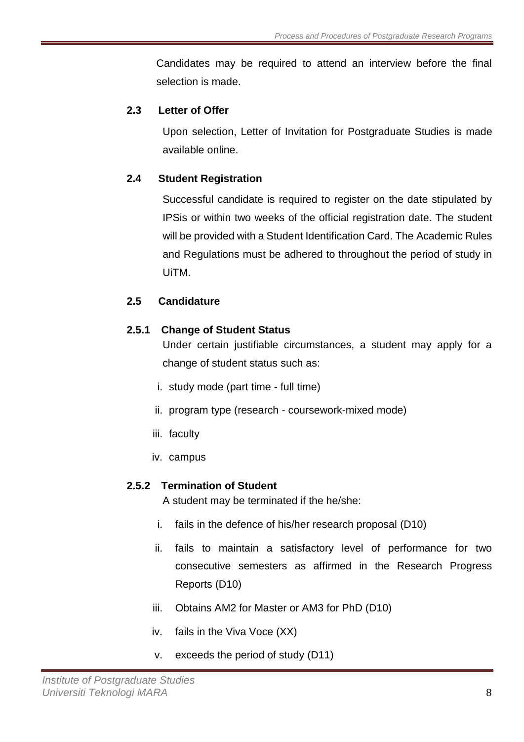Candidates may be required to attend an interview before the final selection is made.

### 2.3 Letter of Offer

Upon selection, Letter of Invitation for Postgraduate Studies is made available online.

### 2.4 Student Registration

Successful candidate is required to register on the date stipulated by IPSis or within two weeks of the official registration date. The student will be provided with a Student Identification Card. The Academic Rules and Regulations must be adhered to throughout the period of study in UiTM.

### 2.5 Candidature

#### 2.5.1 Change of Student Status

Under certain justifiable circumstances, a student may apply for a change of student status such as:

i. study mode (part time - full time)

ii. program type (research - coursework-mixed mode)

iii. faculty

iv. campus

#### 2.5.2 Termination of Student

A student may be terminated if the he/she:

i. fails in the defence of his/her research proposal (D10)

ii. fails to maintain a satisfactory level of performance for two consecutive semesters as affirmed in the Research Progress Reports (D10)

iii. Obtains AM2 for Master or AM3 for PhD (D10)

iv. fails in the Viva Voce (XX)

v. exceeds the period of study (D11)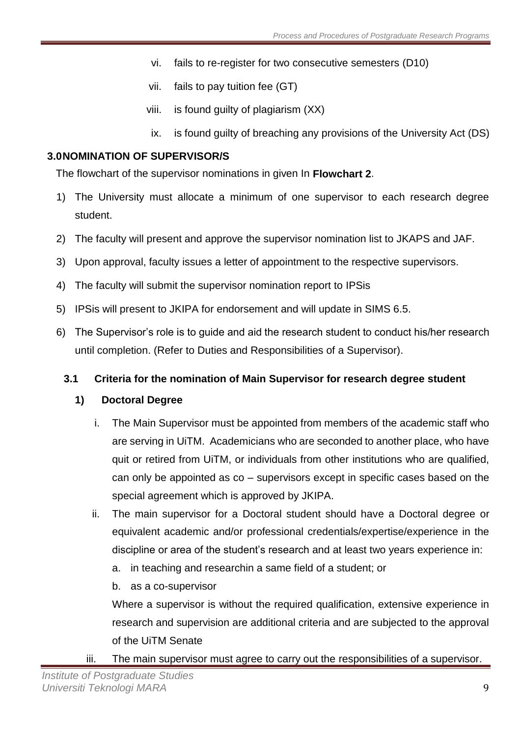vi. fails to re-register for two consecutive semesters (D10)

vii. fails to pay tuition fee (GT)

viii. is found guilty of plagiarism (XX)

ix. is found guilty of breaching any provisions of the University Act (DS)

## 3.0 NOMINATION OF SUPERVISOR/S

The flowchart of the supervisor nominations in given In **Flowchart 2**.

1) The University must allocate a minimum of one supervisor to each research degree student.
2) The faculty will present and approve the supervisor nomination list to JKAPS and JAF.
3) Upon approval, faculty issues a letter of appointment to the respective supervisors.
4) The faculty will submit the supervisor nomination report to IPSis
5) IPSis will present to JKIPA for endorsement and will update in SIMS 6.5.
6) The Supervisor's role is to guide and aid the research student to conduct his/her research until completion. (Refer to Duties and Responsibilities of a Supervisor).

### 3.1 Criteria for the nomination of Main Supervisor for research degree student

#### 1) Doctoral Degree

i. The Main Supervisor must be appointed from members of the academic staff who are serving in UiTM. Academicians who are seconded to another place, who have quit or retired from UiTM, or individuals from other institutions who are qualified, can only be appointed as co – supervisors except in specific cases based on the special agreement which is approved by JKIPA.

ii. The main supervisor for a Doctoral student should have a Doctoral degree or equivalent academic and/or professional credentials/expertise/experience in the discipline or area of the student's research and at least two years experience in:

   a. in teaching and researchin a same field of a student; or
   b. as a co-supervisor

   Where a supervisor is without the required qualification, extensive experience in research and supervision are additional criteria and are subjected to the approval of the UiTM Senate

iii. The main supervisor must agree to carry out the responsibilities of a supervisor.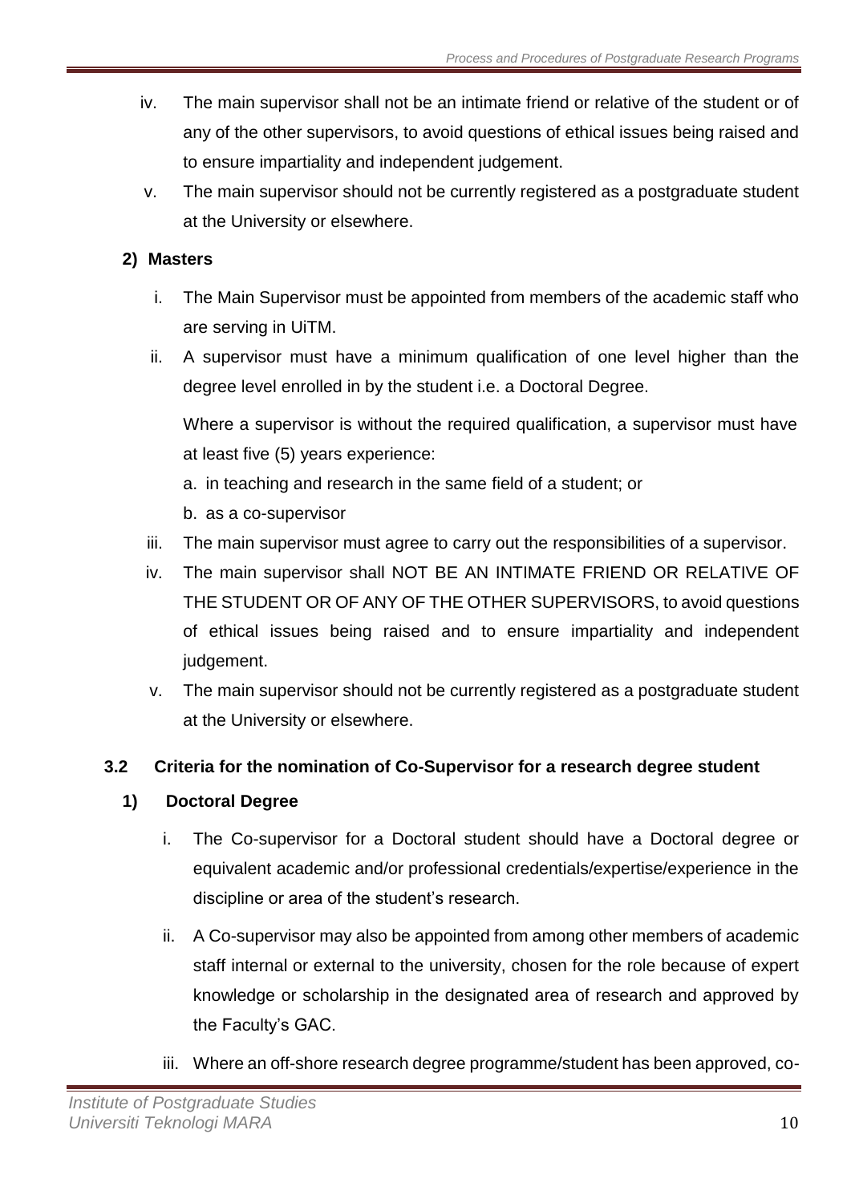iv. The main supervisor shall not be an intimate friend or relative of the student or of any of the other supervisors, to avoid questions of ethical issues being raised and to ensure impartiality and independent judgement.

v. The main supervisor should not be currently registered as a postgraduate student at the University or elsewhere.

**2) Masters**

i. The Main Supervisor must be appointed from members of the academic staff who are serving in UiTM.

ii. A supervisor must have a minimum qualification of one level higher than the degree level enrolled in by the student i.e. a Doctoral Degree.

Where a supervisor is without the required qualification, a supervisor must have at least five (5) years experience:

a. in teaching and research in the same field of a student; or

b. as a co-supervisor

iii. The main supervisor must agree to carry out the responsibilities of a supervisor.

iv. The main supervisor shall NOT BE AN INTIMATE FRIEND OR RELATIVE OF THE STUDENT OR OF ANY OF THE OTHER SUPERVISORS, to avoid questions of ethical issues being raised and to ensure impartiality and independent judgement.

v. The main supervisor should not be currently registered as a postgraduate student at the University or elsewhere.

**3.2 Criteria for the nomination of Co-Supervisor for a research degree student**

**1) Doctoral Degree**

i. The Co-supervisor for a Doctoral student should have a Doctoral degree or equivalent academic and/or professional credentials/expertise/experience in the discipline or area of the student's research.

ii. A Co-supervisor may also be appointed from among other members of academic staff internal or external to the university, chosen for the role because of expert knowledge or scholarship in the designated area of research and approved by the Faculty's GAC.

iii. Where an off-shore research degree programme/student has been approved, co-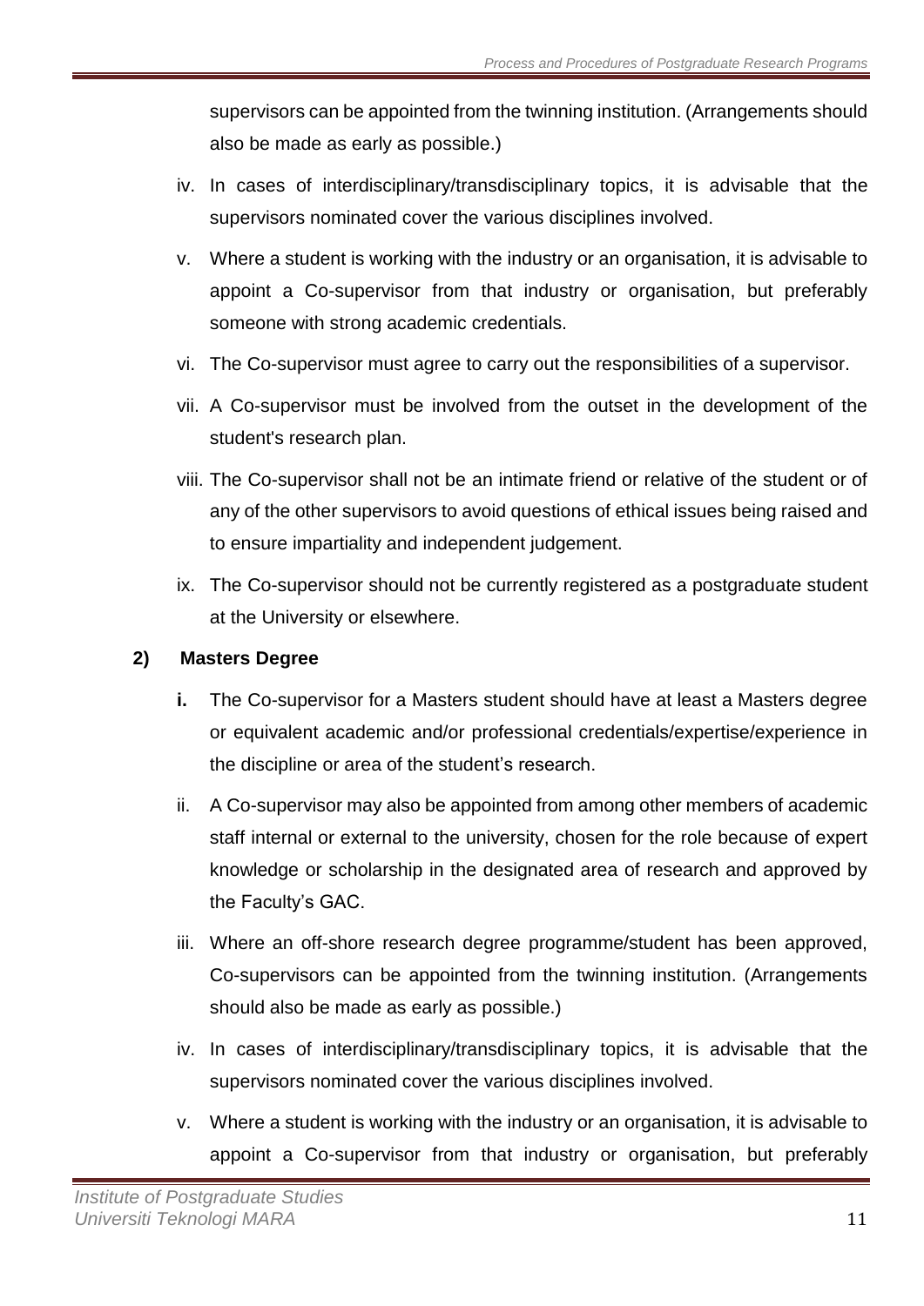supervisors can be appointed from the twinning institution. (Arrangements should also be made as early as possible.)

iv. In cases of interdisciplinary/transdisciplinary topics, it is advisable that the supervisors nominated cover the various disciplines involved.

v. Where a student is working with the industry or an organisation, it is advisable to appoint a Co-supervisor from that industry or organisation, but preferably someone with strong academic credentials.

vi. The Co-supervisor must agree to carry out the responsibilities of a supervisor.

vii. A Co-supervisor must be involved from the outset in the development of the student's research plan.

viii. The Co-supervisor shall not be an intimate friend or relative of the student or of any of the other supervisors to avoid questions of ethical issues being raised and to ensure impartiality and independent judgement.

ix. The Co-supervisor should not be currently registered as a postgraduate student at the University or elsewhere.

**2) Masters Degree**

**i.** The Co-supervisor for a Masters student should have at least a Masters degree or equivalent academic and/or professional credentials/expertise/experience in the discipline or area of the student's research.

ii. A Co-supervisor may also be appointed from among other members of academic staff internal or external to the university, chosen for the role because of expert knowledge or scholarship in the designated area of research and approved by the Faculty's GAC.

iii. Where an off-shore research degree programme/student has been approved, Co-supervisors can be appointed from the twinning institution. (Arrangements should also be made as early as possible.)

iv. In cases of interdisciplinary/transdisciplinary topics, it is advisable that the supervisors nominated cover the various disciplines involved.

v. Where a student is working with the industry or an organisation, it is advisable to appoint a Co-supervisor from that industry or organisation, but preferably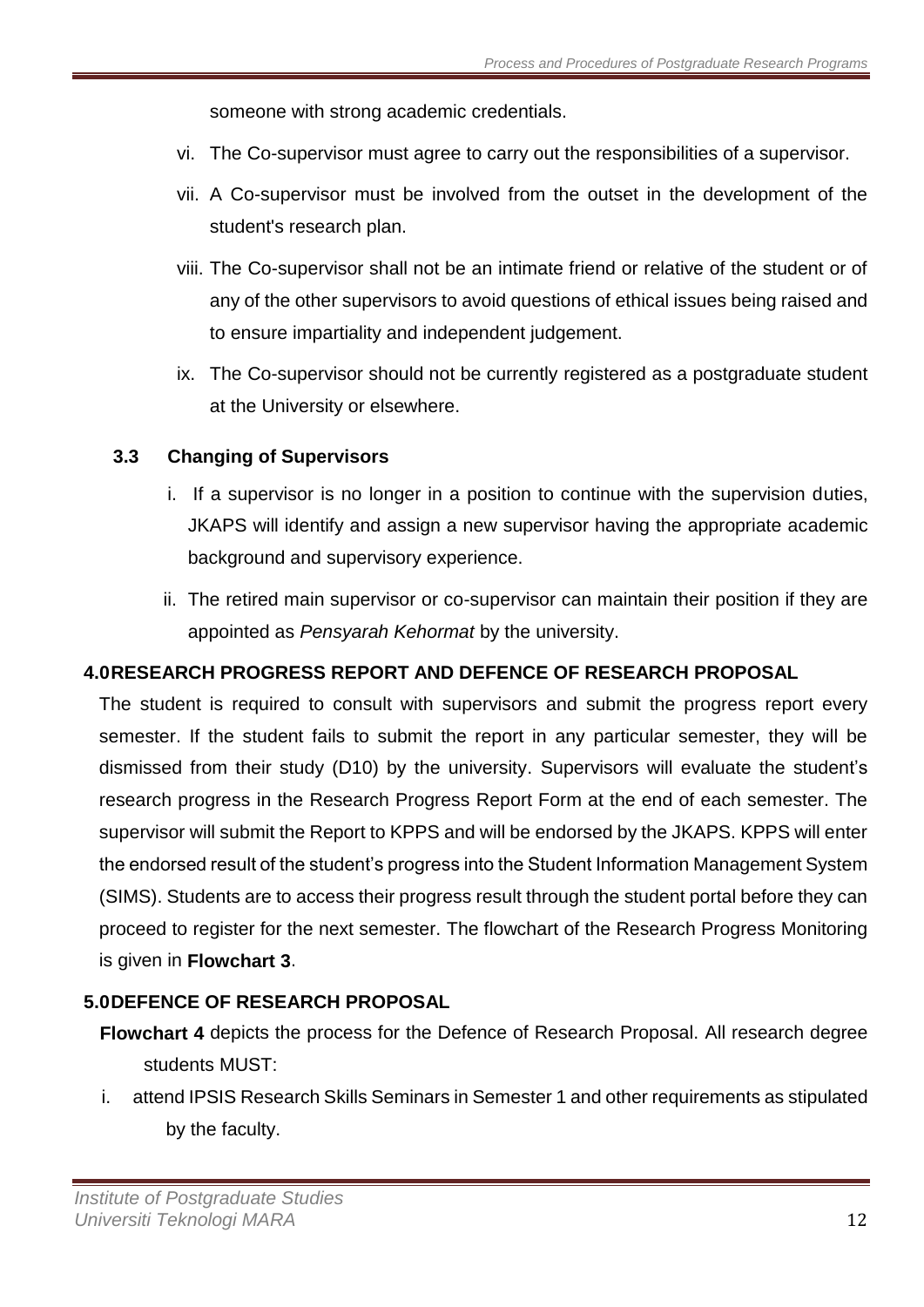someone with strong academic credentials.

vi. The Co-supervisor must agree to carry out the responsibilities of a supervisor.

vii. A Co-supervisor must be involved from the outset in the development of the student's research plan.

viii. The Co-supervisor shall not be an intimate friend or relative of the student or of any of the other supervisors to avoid questions of ethical issues being raised and to ensure impartiality and independent judgement.

ix. The Co-supervisor should not be currently registered as a postgraduate student at the University or elsewhere.

### 3.3 Changing of Supervisors

i. If a supervisor is no longer in a position to continue with the supervision duties, JKAPS will identify and assign a new supervisor having the appropriate academic background and supervisory experience.

ii. The retired main supervisor or co-supervisor can maintain their position if they are appointed as *Pensyarah Kehormat* by the university.

## 4.0 RESEARCH PROGRESS REPORT AND DEFENCE OF RESEARCH PROPOSAL

The student is required to consult with supervisors and submit the progress report every semester. If the student fails to submit the report in any particular semester, they will be dismissed from their study (D10) by the university. Supervisors will evaluate the student's research progress in the Research Progress Report Form at the end of each semester. The supervisor will submit the Report to KPPS and will be endorsed by the JKAPS. KPPS will enter the endorsed result of the student's progress into the Student Information Management System (SIMS). Students are to access their progress result through the student portal before they can proceed to register for the next semester. The flowchart of the Research Progress Monitoring is given in **Flowchart 3**.

## 5.0 DEFENCE OF RESEARCH PROPOSAL

**Flowchart 4** depicts the process for the Defence of Research Proposal. All research degree students MUST:

i. attend IPSIS Research Skills Seminars in Semester 1 and other requirements as stipulated by the faculty.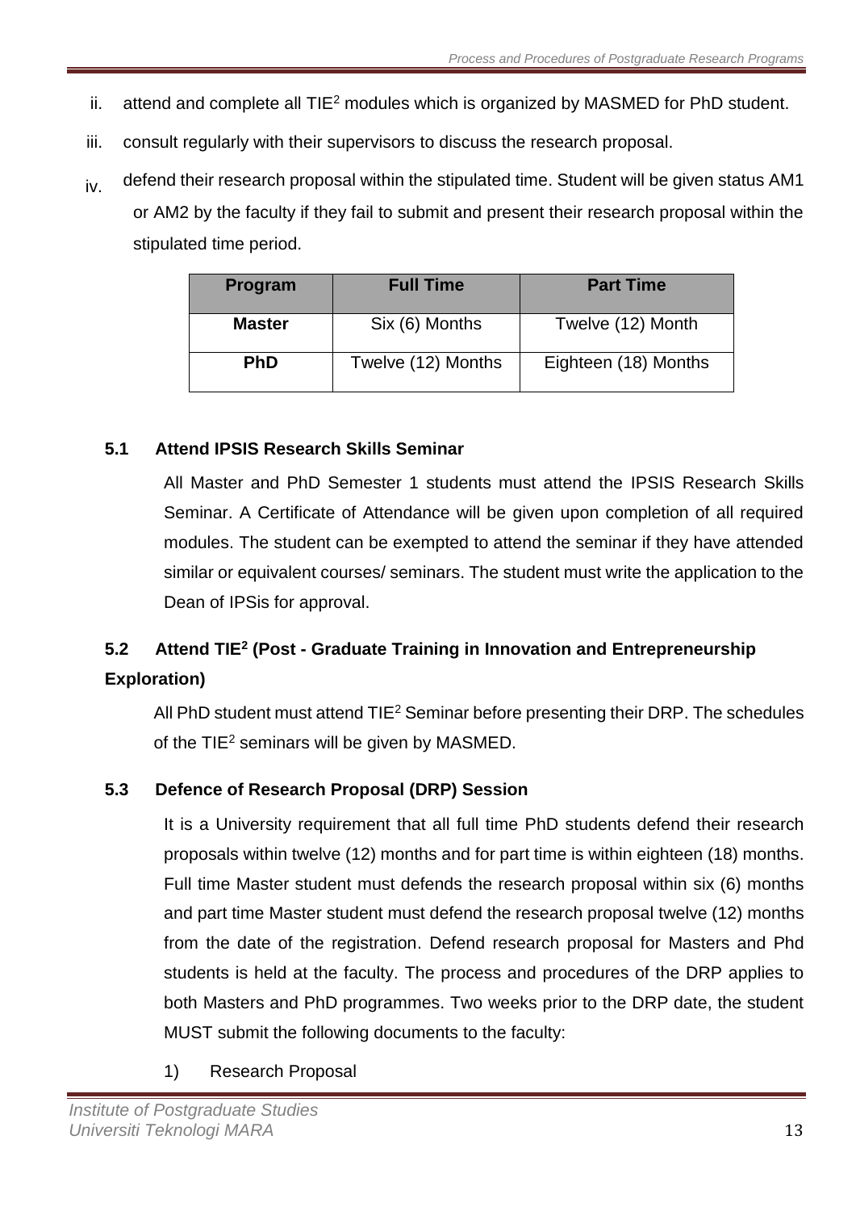ii. attend and complete all TIE[2] modules which is organized by MASMED for PhD student.

iii. consult regularly with their supervisors to discuss the research proposal.

iv. defend their research proposal within the stipulated time. Student will be given status AM1 or AM2 by the faculty if they fail to submit and present their research proposal within the stipulated time period.

| Program | Full Time | Part Time |
|---|---|---|
| **Master** | Six (6) Months | Twelve (12) Month |
| **PhD** | Twelve (12) Months | Eighteen (18) Months |

### 5.1 Attend IPSIS Research Skills Seminar

All Master and PhD Semester 1 students must attend the IPSIS Research Skills Seminar. A Certificate of Attendance will be given upon completion of all required modules. The student can be exempted to attend the seminar if they have attended similar or equivalent courses/ seminars. The student must write the application to the Dean of IPSis for approval.

### 5.2 Attend TIE[2] (Post - Graduate Training in Innovation and Entrepreneurship Exploration)

All PhD student must attend TIE[2] Seminar before presenting their DRP. The schedules of the TIE[2] seminars will be given by MASMED.

### 5.3 Defence of Research Proposal (DRP) Session

It is a University requirement that all full time PhD students defend their research proposals within twelve (12) months and for part time is within eighteen (18) months. Full time Master student must defends the research proposal within six (6) months and part time Master student must defend the research proposal twelve (12) months from the date of the registration. Defend research proposal for Masters and Phd students is held at the faculty. The process and procedures of the DRP applies to both Masters and PhD programmes. Two weeks prior to the DRP date, the student MUST submit the following documents to the faculty:

1) Research Proposal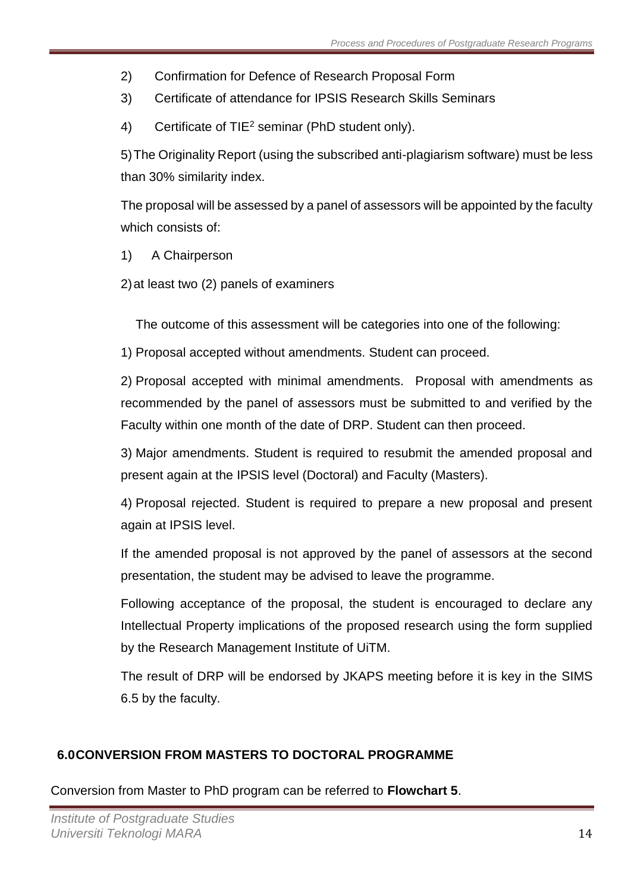2) Confirmation for Defence of Research Proposal Form

3) Certificate of attendance for IPSIS Research Skills Seminars

4) Certificate of TIE[2] seminar (PhD student only).

5) The Originality Report (using the subscribed anti-plagiarism software) must be less than 30% similarity index.

The proposal will be assessed by a panel of assessors will be appointed by the faculty which consists of:

1) A Chairperson

2) at least two (2) panels of examiners

The outcome of this assessment will be categories into one of the following:

1) Proposal accepted without amendments. Student can proceed.

2) Proposal accepted with minimal amendments. Proposal with amendments as recommended by the panel of assessors must be submitted to and verified by the Faculty within one month of the date of DRP. Student can then proceed.

3) Major amendments. Student is required to resubmit the amended proposal and present again at the IPSIS level (Doctoral) and Faculty (Masters).

4) Proposal rejected. Student is required to prepare a new proposal and present again at IPSIS level.

If the amended proposal is not approved by the panel of assessors at the second presentation, the student may be advised to leave the programme.

Following acceptance of the proposal, the student is encouraged to declare any Intellectual Property implications of the proposed research using the form supplied by the Research Management Institute of UiTM.

The result of DRP will be endorsed by JKAPS meeting before it is key in the SIMS 6.5 by the faculty.

## 6.0 CONVERSION FROM MASTERS TO DOCTORAL PROGRAMME

Conversion from Master to PhD program can be referred to **Flowchart 5**.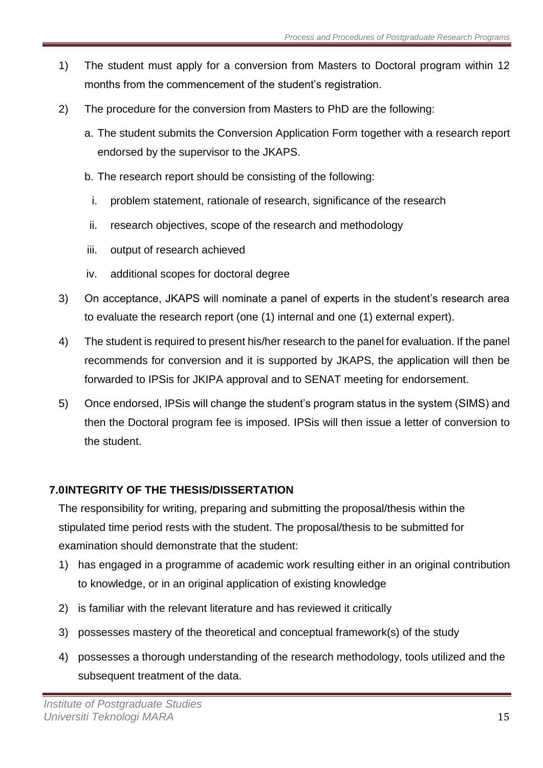1) The student must apply for a conversion from Masters to Doctoral program within 12 months from the commencement of the student's registration.

2) The procedure for the conversion from Masters to PhD are the following:

   a. The student submits the Conversion Application Form together with a research report endorsed by the supervisor to the JKAPS.

   b. The research report should be consisting of the following:

      i. problem statement, rationale of research, significance of the research

      ii. research objectives, scope of the research and methodology

      iii. output of research achieved

      iv. additional scopes for doctoral degree

3) On acceptance, JKAPS will nominate a panel of experts in the student's research area to evaluate the research report (one (1) internal and one (1) external expert).

4) The student is required to present his/her research to the panel for evaluation. If the panel recommends for conversion and it is supported by JKAPS, the application will then be forwarded to IPSis for JKIPA approval and to SENAT meeting for endorsement.

5) Once endorsed, IPSis will change the student's program status in the system (SIMS) and then the Doctoral program fee is imposed. IPSis will then issue a letter of conversion to the student.

## 7.0 INTEGRITY OF THE THESIS/DISSERTATION

The responsibility for writing, preparing and submitting the proposal/thesis within the stipulated time period rests with the student. The proposal/thesis to be submitted for examination should demonstrate that the student:

1) has engaged in a programme of academic work resulting either in an original contribution to knowledge, or in an original application of existing knowledge

2) is familiar with the relevant literature and has reviewed it critically

3) possesses mastery of the theoretical and conceptual framework(s) of the study

4) possesses a thorough understanding of the research methodology, tools utilized and the subsequent treatment of the data.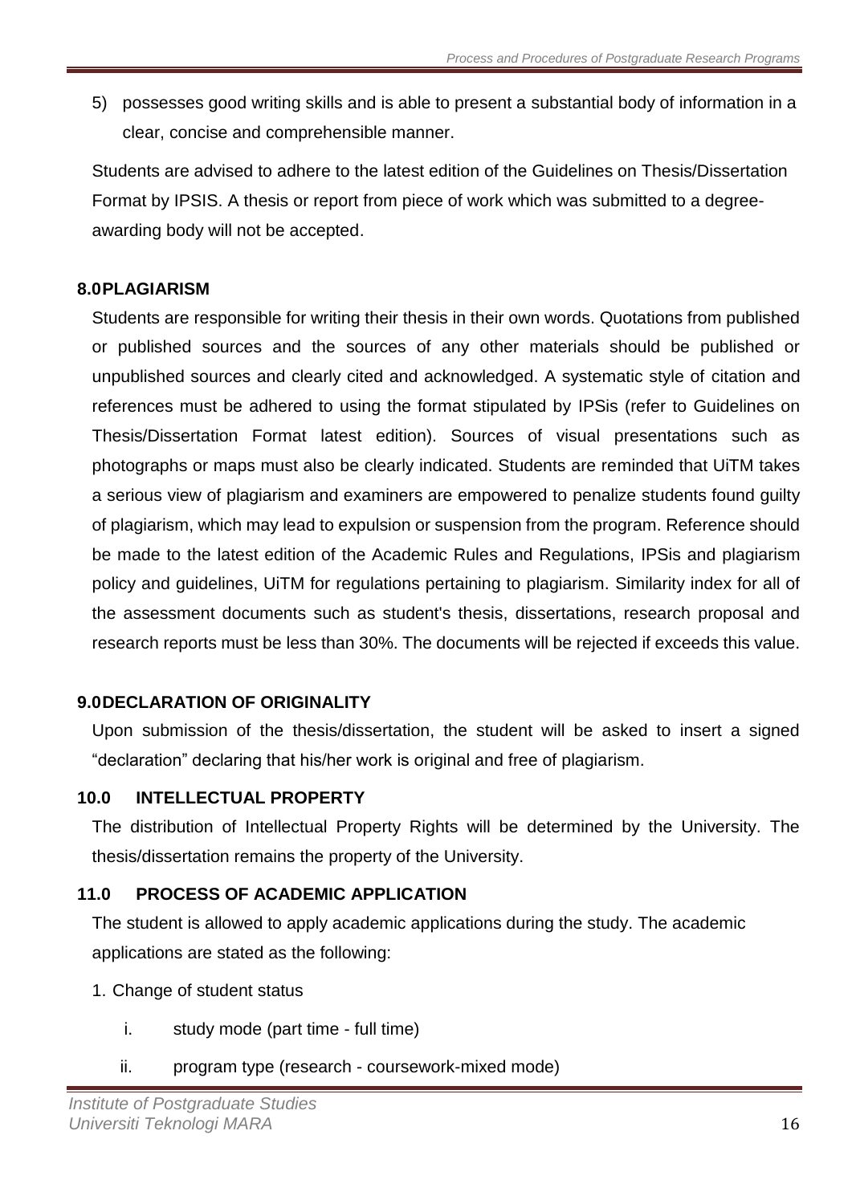5) possesses good writing skills and is able to present a substantial body of information in a clear, concise and comprehensible manner.

Students are advised to adhere to the latest edition of the Guidelines on Thesis/Dissertation Format by IPSIS. A thesis or report from piece of work which was submitted to a degree-awarding body will not be accepted.

## 8.0 PLAGIARISM

Students are responsible for writing their thesis in their own words. Quotations from published or published sources and the sources of any other materials should be published or unpublished sources and clearly cited and acknowledged. A systematic style of citation and references must be adhered to using the format stipulated by IPSis (refer to Guidelines on Thesis/Dissertation Format latest edition). Sources of visual presentations such as photographs or maps must also be clearly indicated. Students are reminded that UiTM takes a serious view of plagiarism and examiners are empowered to penalize students found guilty of plagiarism, which may lead to expulsion or suspension from the program. Reference should be made to the latest edition of the Academic Rules and Regulations, IPSis and plagiarism policy and guidelines, UiTM for regulations pertaining to plagiarism. Similarity index for all of the assessment documents such as student's thesis, dissertations, research proposal and research reports must be less than 30%. The documents will be rejected if exceeds this value.

## 9.0 DECLARATION OF ORIGINALITY

Upon submission of the thesis/dissertation, the student will be asked to insert a signed "declaration" declaring that his/her work is original and free of plagiarism.

## 10.0 INTELLECTUAL PROPERTY

The distribution of Intellectual Property Rights will be determined by the University. The thesis/dissertation remains the property of the University.

## 11.0 PROCESS OF ACADEMIC APPLICATION

The student is allowed to apply academic applications during the study. The academic applications are stated as the following:

1. Change of student status
   i. study mode (part time - full time)
   ii. program type (research - coursework-mixed mode)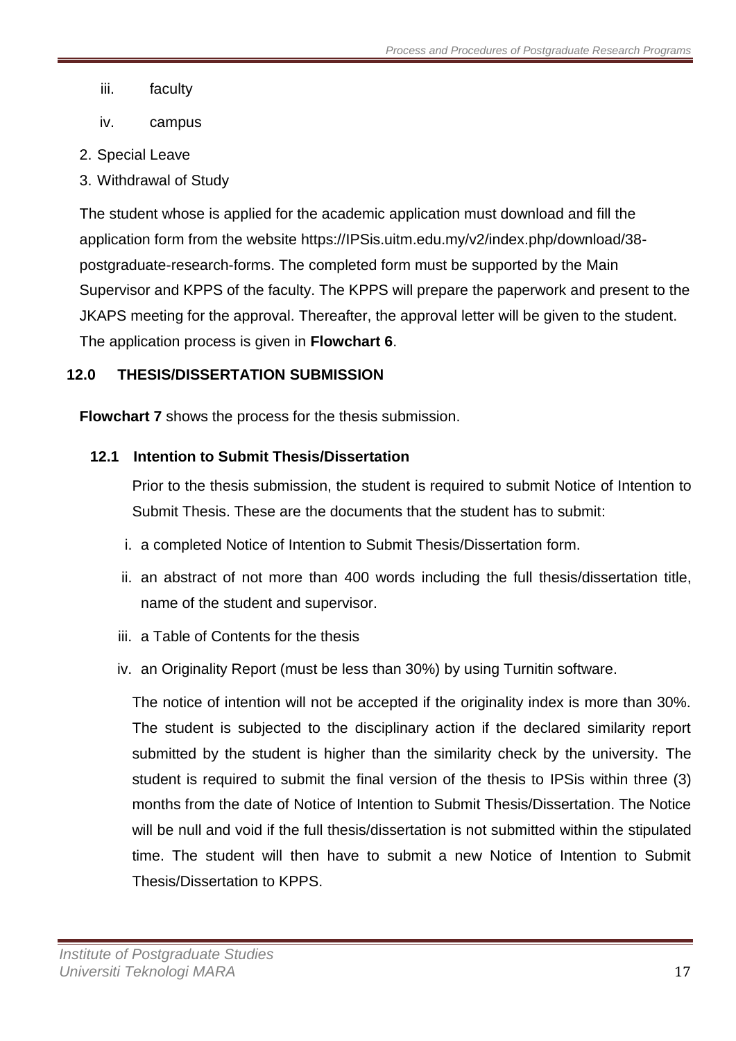iii. faculty

iv. campus

2. Special Leave
3. Withdrawal of Study

The student whose is applied for the academic application must download and fill the application form from the website https://IPSis.uitm.edu.my/v2/index.php/download/38-postgraduate-research-forms. The completed form must be supported by the Main Supervisor and KPPS of the faculty. The KPPS will prepare the paperwork and present to the JKAPS meeting for the approval. Thereafter, the approval letter will be given to the student. The application process is given in **Flowchart 6**.

## 12.0 THESIS/DISSERTATION SUBMISSION

**Flowchart 7** shows the process for the thesis submission.

### 12.1 Intention to Submit Thesis/Dissertation

Prior to the thesis submission, the student is required to submit Notice of Intention to Submit Thesis. These are the documents that the student has to submit:

i. a completed Notice of Intention to Submit Thesis/Dissertation form.

ii. an abstract of not more than 400 words including the full thesis/dissertation title, name of the student and supervisor.

iii. a Table of Contents for the thesis

iv. an Originality Report (must be less than 30%) by using Turnitin software.

The notice of intention will not be accepted if the originality index is more than 30%. The student is subjected to the disciplinary action if the declared similarity report submitted by the student is higher than the similarity check by the university. The student is required to submit the final version of the thesis to IPSis within three (3) months from the date of Notice of Intention to Submit Thesis/Dissertation. The Notice will be null and void if the full thesis/dissertation is not submitted within the stipulated time. The student will then have to submit a new Notice of Intention to Submit Thesis/Dissertation to KPPS.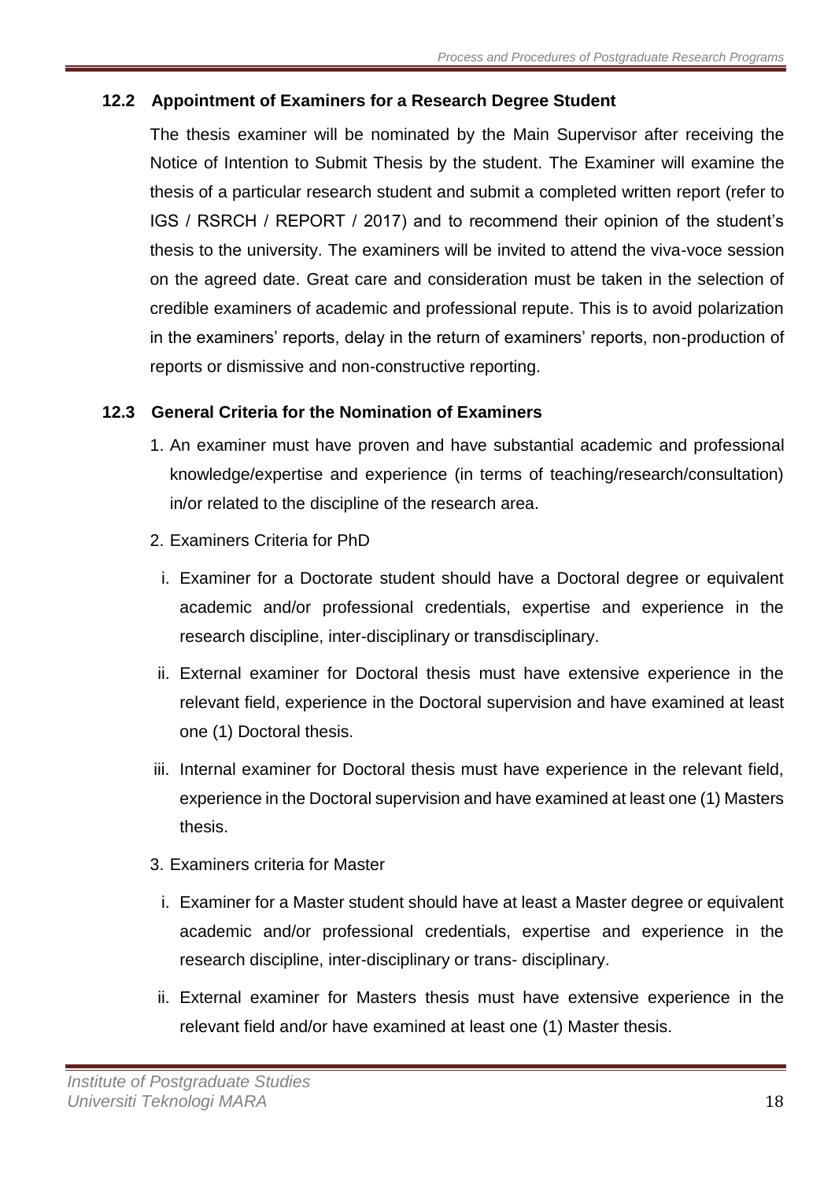### 12.2 Appointment of Examiners for a Research Degree Student

The thesis examiner will be nominated by the Main Supervisor after receiving the Notice of Intention to Submit Thesis by the student. The Examiner will examine the thesis of a particular research student and submit a completed written report (refer to IGS / RSRCH / REPORT / 2017) and to recommend their opinion of the student's thesis to the university. The examiners will be invited to attend the viva-voce session on the agreed date. Great care and consideration must be taken in the selection of credible examiners of academic and professional repute. This is to avoid polarization in the examiners' reports, delay in the return of examiners' reports, non-production of reports or dismissive and non-constructive reporting.

### 12.3 General Criteria for the Nomination of Examiners

1. An examiner must have proven and have substantial academic and professional knowledge/expertise and experience (in terms of teaching/research/consultation) in/or related to the discipline of the research area.
2. Examiners Criteria for PhD
   i. Examiner for a Doctorate student should have a Doctoral degree or equivalent academic and/or professional credentials, expertise and experience in the research discipline, inter-disciplinary or transdisciplinary.
   ii. External examiner for Doctoral thesis must have extensive experience in the relevant field, experience in the Doctoral supervision and have examined at least one (1) Doctoral thesis.
   iii. Internal examiner for Doctoral thesis must have experience in the relevant field, experience in the Doctoral supervision and have examined at least one (1) Masters thesis.
3. Examiners criteria for Master
   i. Examiner for a Master student should have at least a Master degree or equivalent academic and/or professional credentials, expertise and experience in the research discipline, inter-disciplinary or trans- disciplinary.
   ii. External examiner for Masters thesis must have extensive experience in the relevant field and/or have examined at least one (1) Master thesis.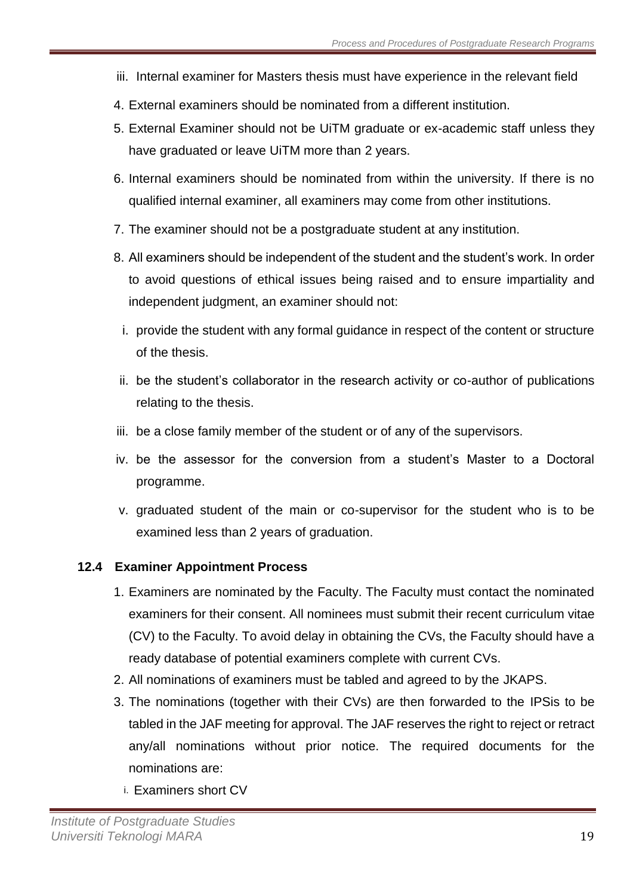iii. Internal examiner for Masters thesis must have experience in the relevant field

4. External examiners should be nominated from a different institution.
5. External Examiner should not be UiTM graduate or ex-academic staff unless they have graduated or leave UiTM more than 2 years.
6. Internal examiners should be nominated from within the university. If there is no qualified internal examiner, all examiners may come from other institutions.
7. The examiner should not be a postgraduate student at any institution.
8. All examiners should be independent of the student and the student's work. In order to avoid questions of ethical issues being raised and to ensure impartiality and independent judgment, an examiner should not:
   i. provide the student with any formal guidance in respect of the content or structure of the thesis.
   ii. be the student's collaborator in the research activity or co-author of publications relating to the thesis.
   iii. be a close family member of the student or of any of the supervisors.
   iv. be the assessor for the conversion from a student's Master to a Doctoral programme.
   v. graduated student of the main or co-supervisor for the student who is to be examined less than 2 years of graduation.

### 12.4 Examiner Appointment Process

1. Examiners are nominated by the Faculty. The Faculty must contact the nominated examiners for their consent. All nominees must submit their recent curriculum vitae (CV) to the Faculty. To avoid delay in obtaining the CVs, the Faculty should have a ready database of potential examiners complete with current CVs.
2. All nominations of examiners must be tabled and agreed to by the JKAPS.
3. The nominations (together with their CVs) are then forwarded to the IPSis to be tabled in the JAF meeting for approval. The JAF reserves the right to reject or retract any/all nominations without prior notice. The required documents for the nominations are:
   i. Examiners short CV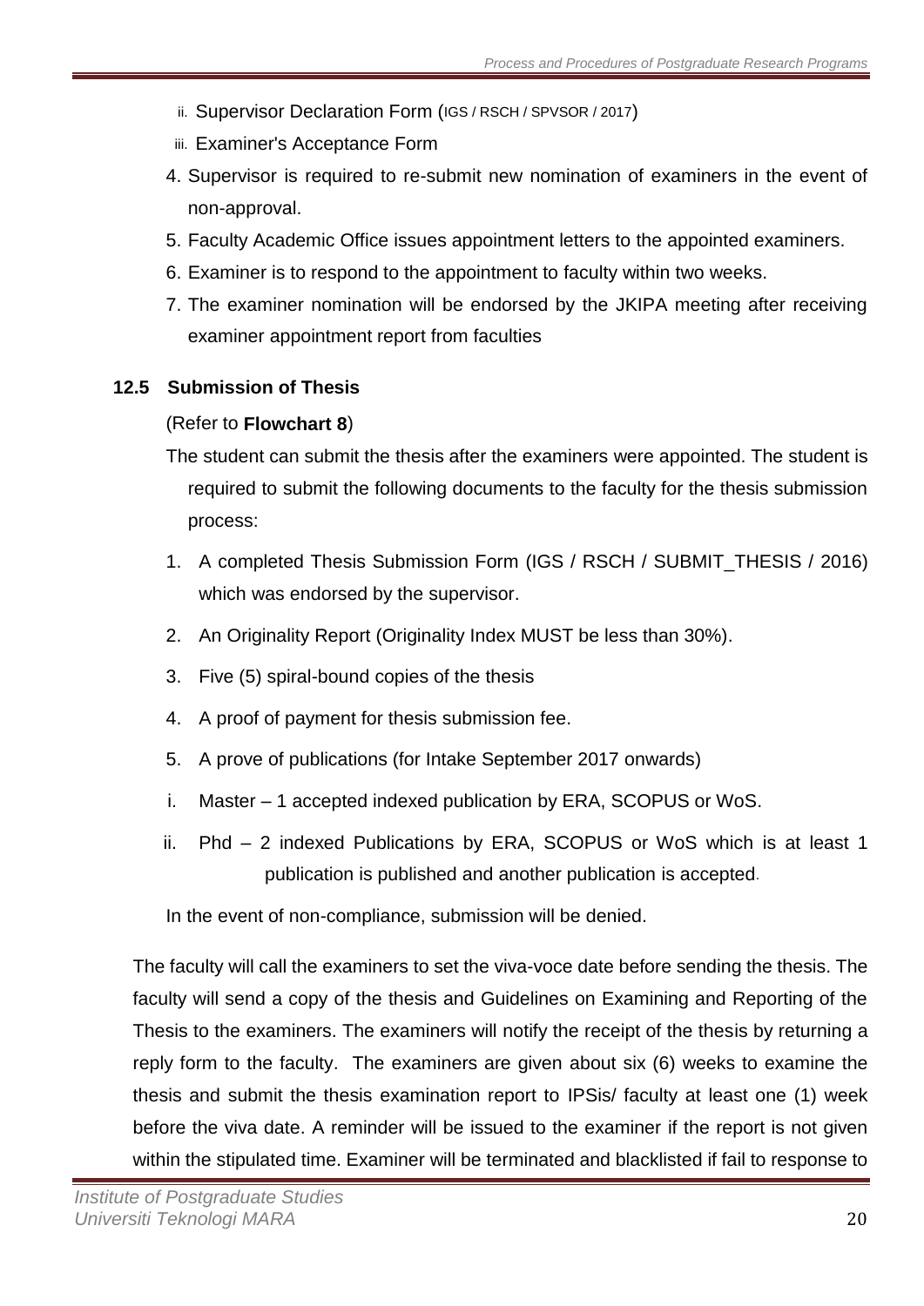ii. Supervisor Declaration Form (IGS / RSCH / SPVSOR / 2017)

iii. Examiner's Acceptance Form

4. Supervisor is required to re-submit new nomination of examiners in the event of non-approval.
5. Faculty Academic Office issues appointment letters to the appointed examiners.
6. Examiner is to respond to the appointment to faculty within two weeks.
7. The examiner nomination will be endorsed by the JKIPA meeting after receiving examiner appointment report from faculties

### 12.5 Submission of Thesis

(Refer to **Flowchart 8**)

The student can submit the thesis after the examiners were appointed. The student is required to submit the following documents to the faculty for the thesis submission process:

1. A completed Thesis Submission Form (IGS / RSCH / SUBMIT_THESIS / 2016) which was endorsed by the supervisor.
2. An Originality Report (Originality Index MUST be less than 30%).
3. Five (5) spiral-bound copies of the thesis
4. A proof of payment for thesis submission fee.
5. A prove of publications (for Intake September 2017 onwards)

i. Master – 1 accepted indexed publication by ERA, SCOPUS or WoS.

ii. Phd – 2 indexed Publications by ERA, SCOPUS or WoS which is at least 1 publication is published and another publication is accepted.

In the event of non-compliance, submission will be denied.

The faculty will call the examiners to set the viva-voce date before sending the thesis. The faculty will send a copy of the thesis and Guidelines on Examining and Reporting of the Thesis to the examiners. The examiners will notify the receipt of the thesis by returning a reply form to the faculty. The examiners are given about six (6) weeks to examine the thesis and submit the thesis examination report to IPSis/ faculty at least one (1) week before the viva date. A reminder will be issued to the examiner if the report is not given within the stipulated time. Examiner will be terminated and blacklisted if fail to response to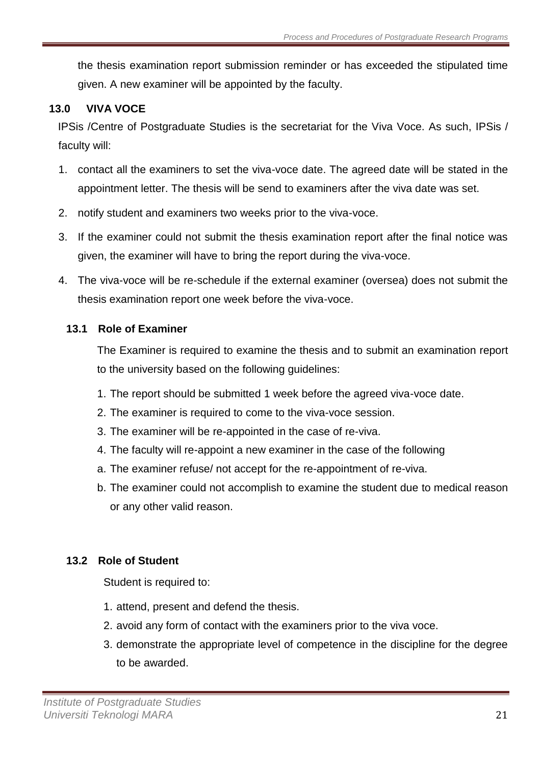the thesis examination report submission reminder or has exceeded the stipulated time given. A new examiner will be appointed by the faculty.

## 13.0 VIVA VOCE

IPSis /Centre of Postgraduate Studies is the secretariat for the Viva Voce. As such, IPSis / faculty will:

1. contact all the examiners to set the viva-voce date. The agreed date will be stated in the appointment letter. The thesis will be send to examiners after the viva date was set.
2. notify student and examiners two weeks prior to the viva-voce.
3. If the examiner could not submit the thesis examination report after the final notice was given, the examiner will have to bring the report during the viva-voce.
4. The viva-voce will be re-schedule if the external examiner (oversea) does not submit the thesis examination report one week before the viva-voce.

### 13.1 Role of Examiner

The Examiner is required to examine the thesis and to submit an examination report to the university based on the following guidelines:

1. The report should be submitted 1 week before the agreed viva-voce date.
2. The examiner is required to come to the viva-voce session.
3. The examiner will be re-appointed in the case of re-viva.
4. The faculty will re-appoint a new examiner in the case of the following
   a. The examiner refuse/ not accept for the re-appointment of re-viva.
   b. The examiner could not accomplish to examine the student due to medical reason or any other valid reason.

### 13.2 Role of Student

Student is required to:

1. attend, present and defend the thesis.
2. avoid any form of contact with the examiners prior to the viva voce.
3. demonstrate the appropriate level of competence in the discipline for the degree to be awarded.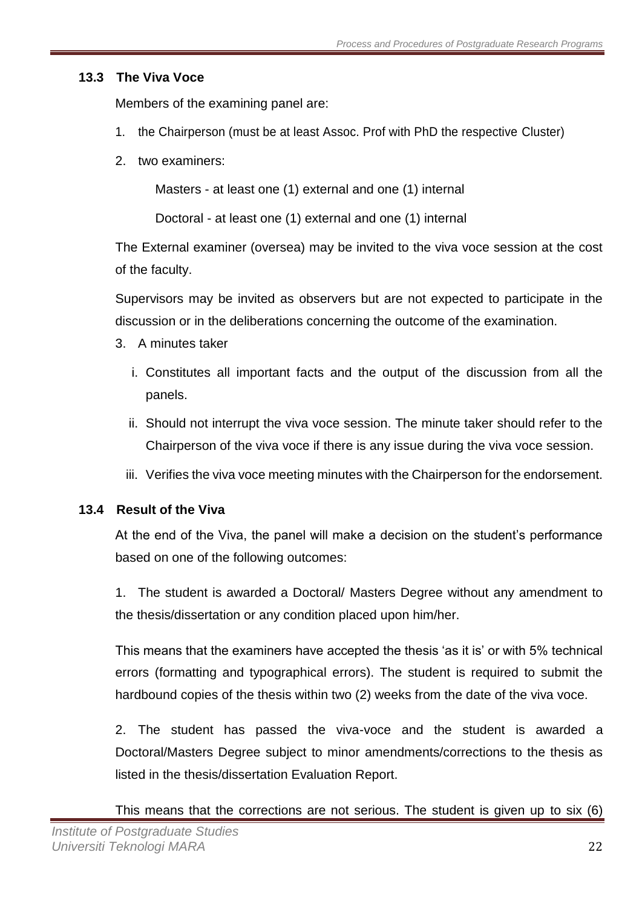### 13.3 The Viva Voce

Members of the examining panel are:

1. the Chairperson (must be at least Assoc. Prof with PhD the respective Cluster)
2. two examiners:

   Masters - at least one (1) external and one (1) internal

   Doctoral - at least one (1) external and one (1) internal

The External examiner (oversea) may be invited to the viva voce session at the cost of the faculty.

Supervisors may be invited as observers but are not expected to participate in the discussion or in the deliberations concerning the outcome of the examination.

3. A minutes taker
   i. Constitutes all important facts and the output of the discussion from all the panels.
   ii. Should not interrupt the viva voce session. The minute taker should refer to the Chairperson of the viva voce if there is any issue during the viva voce session.
   iii. Verifies the viva voce meeting minutes with the Chairperson for the endorsement.

### 13.4 Result of the Viva

At the end of the Viva, the panel will make a decision on the student's performance based on one of the following outcomes:

1. The student is awarded a Doctoral/ Masters Degree without any amendment to the thesis/dissertation or any condition placed upon him/her.

This means that the examiners have accepted the thesis 'as it is' or with 5% technical errors (formatting and typographical errors). The student is required to submit the hardbound copies of the thesis within two (2) weeks from the date of the viva voce.

2. The student has passed the viva-voce and the student is awarded a Doctoral/Masters Degree subject to minor amendments/corrections to the thesis as listed in the thesis/dissertation Evaluation Report.

This means that the corrections are not serious. The student is given up to six (6)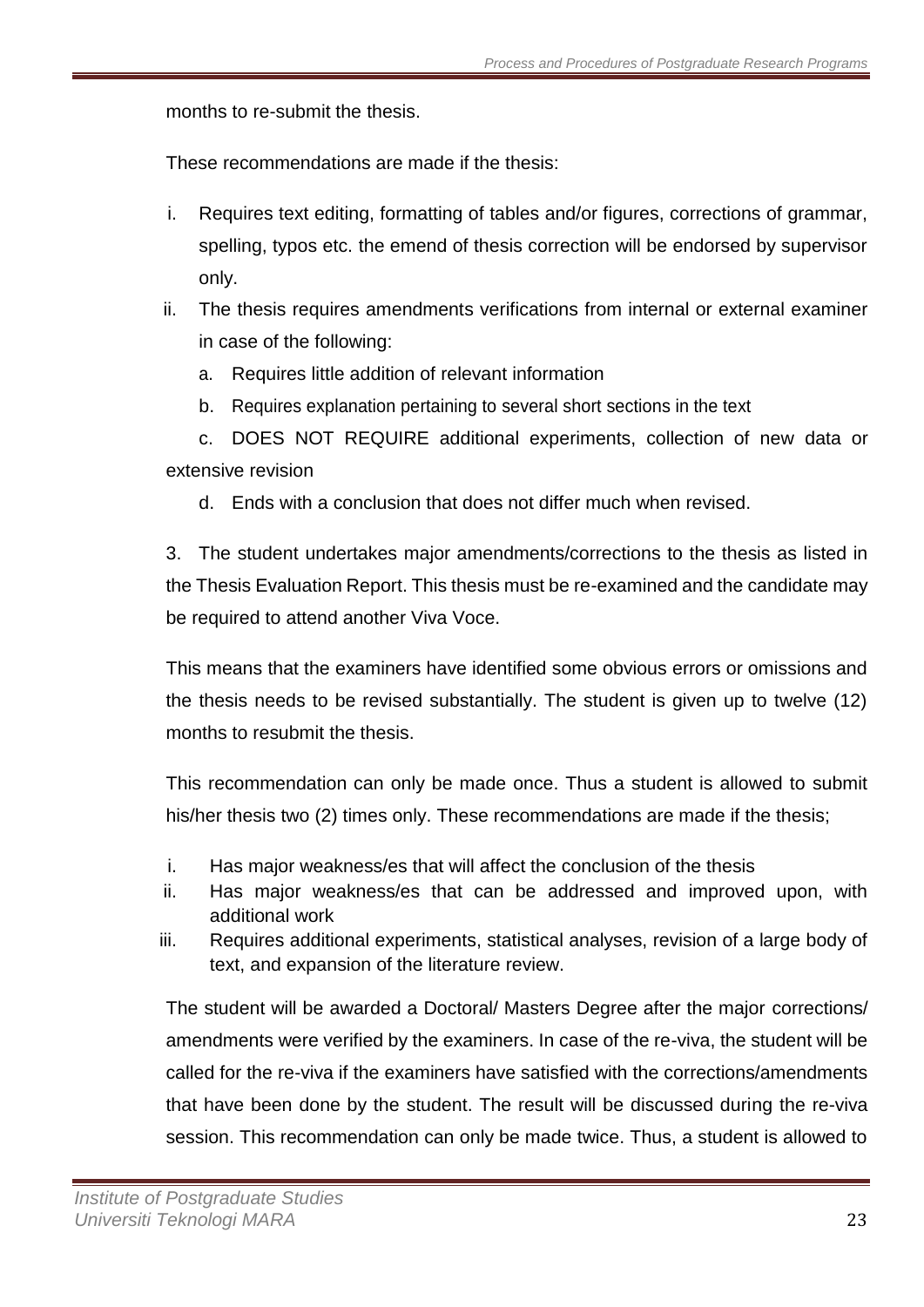months to re-submit the thesis.

These recommendations are made if the thesis:

i. Requires text editing, formatting of tables and/or figures, corrections of grammar, spelling, typos etc. the emend of thesis correction will be endorsed by supervisor only.

ii. The thesis requires amendments verifications from internal or external examiner in case of the following:

   a. Requires little addition of relevant information

   b. Requires explanation pertaining to several short sections in the text

   c. DOES NOT REQUIRE additional experiments, collection of new data or extensive revision

   d. Ends with a conclusion that does not differ much when revised.

3. The student undertakes major amendments/corrections to the thesis as listed in the Thesis Evaluation Report. This thesis must be re-examined and the candidate may be required to attend another Viva Voce.

This means that the examiners have identified some obvious errors or omissions and the thesis needs to be revised substantially. The student is given up to twelve (12) months to resubmit the thesis.

This recommendation can only be made once. Thus a student is allowed to submit his/her thesis two (2) times only. These recommendations are made if the thesis;

i. Has major weakness/es that will affect the conclusion of the thesis
ii. Has major weakness/es that can be addressed and improved upon, with additional work
iii. Requires additional experiments, statistical analyses, revision of a large body of text, and expansion of the literature review.

The student will be awarded a Doctoral/ Masters Degree after the major corrections/ amendments were verified by the examiners. In case of the re-viva, the student will be called for the re-viva if the examiners have satisfied with the corrections/amendments that have been done by the student. The result will be discussed during the re-viva session. This recommendation can only be made twice. Thus, a student is allowed to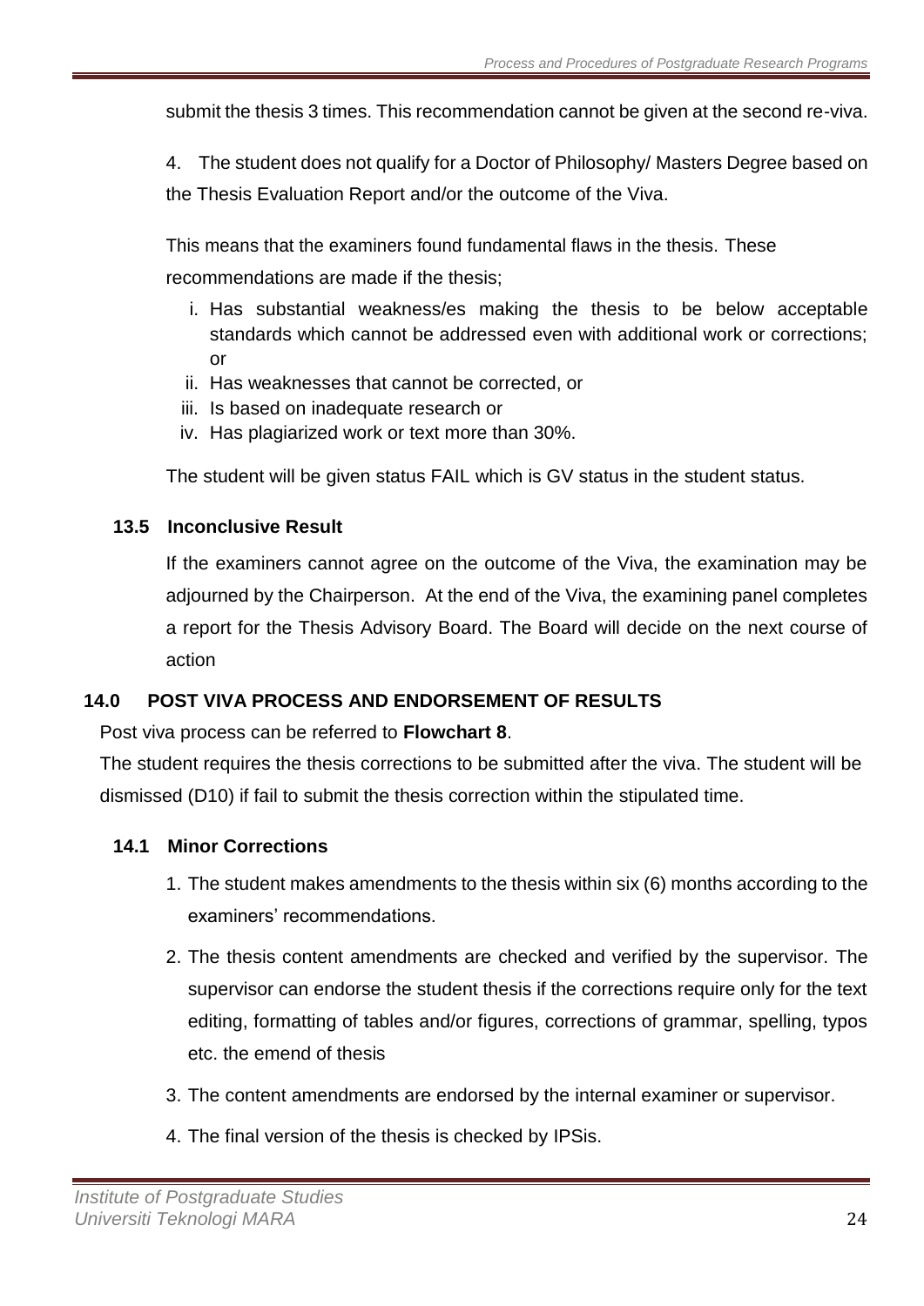submit the thesis 3 times. This recommendation cannot be given at the second re-viva.

4. The student does not qualify for a Doctor of Philosophy/ Masters Degree based on the Thesis Evaluation Report and/or the outcome of the Viva.

This means that the examiners found fundamental flaws in the thesis. These recommendations are made if the thesis;

i. Has substantial weakness/es making the thesis to be below acceptable standards which cannot be addressed even with additional work or corrections; or
ii. Has weaknesses that cannot be corrected, or
iii. Is based on inadequate research or
iv. Has plagiarized work or text more than 30%.

The student will be given status FAIL which is GV status in the student status.

### 13.5 Inconclusive Result

If the examiners cannot agree on the outcome of the Viva, the examination may be adjourned by the Chairperson. At the end of the Viva, the examining panel completes a report for the Thesis Advisory Board. The Board will decide on the next course of action

## 14.0 POST VIVA PROCESS AND ENDORSEMENT OF RESULTS

Post viva process can be referred to **Flowchart 8**.

The student requires the thesis corrections to be submitted after the viva. The student will be dismissed (D10) if fail to submit the thesis correction within the stipulated time.

### 14.1 Minor Corrections

1. The student makes amendments to the thesis within six (6) months according to the examiners' recommendations.
2. The thesis content amendments are checked and verified by the supervisor. The supervisor can endorse the student thesis if the corrections require only for the text editing, formatting of tables and/or figures, corrections of grammar, spelling, typos etc. the emend of thesis
3. The content amendments are endorsed by the internal examiner or supervisor.
4. The final version of the thesis is checked by IPSis.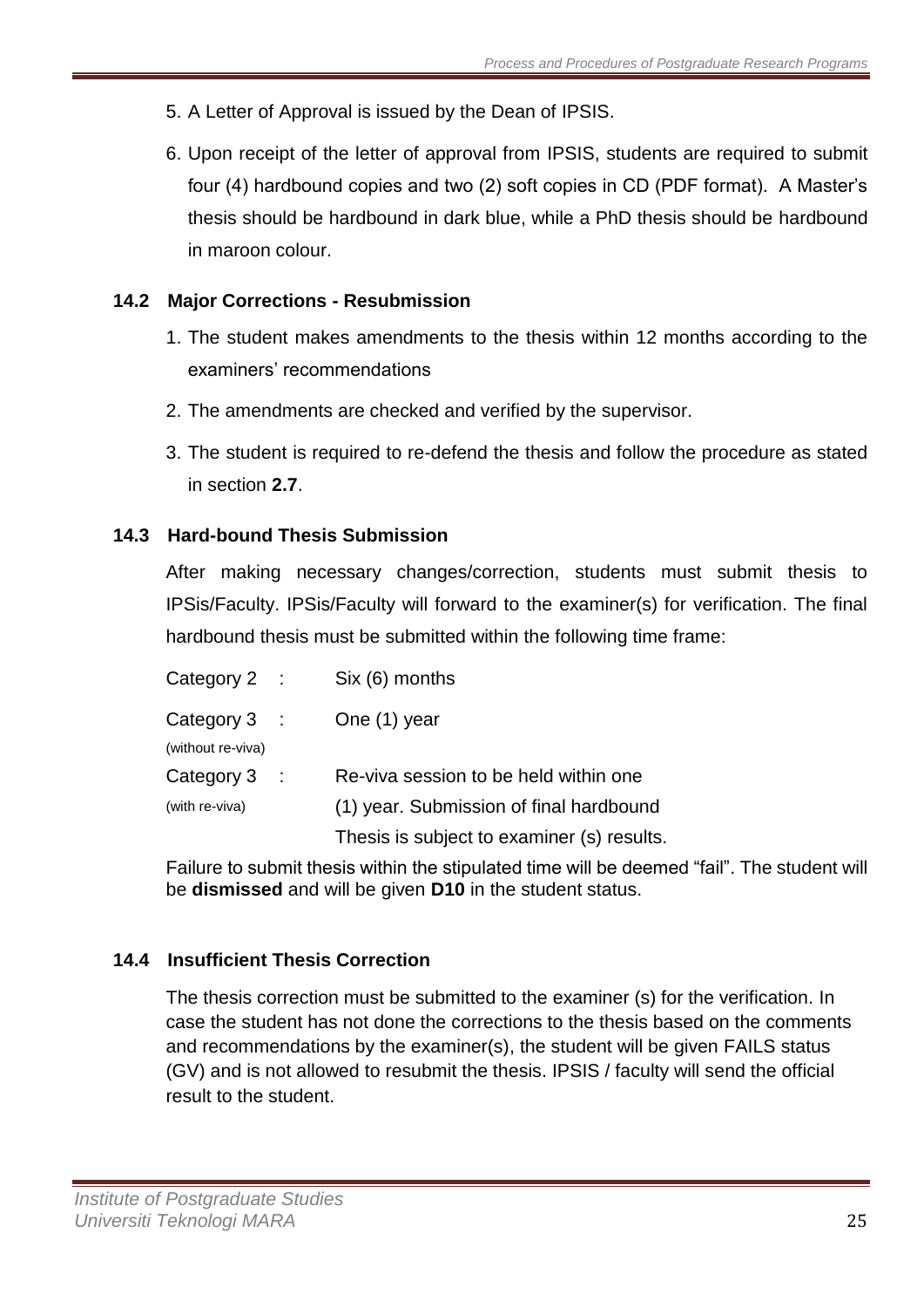5. A Letter of Approval is issued by the Dean of IPSIS.
6. Upon receipt of the letter of approval from IPSIS, students are required to submit four (4) hardbound copies and two (2) soft copies in CD (PDF format). A Master's thesis should be hardbound in dark blue, while a PhD thesis should be hardbound in maroon colour.

### 14.2 Major Corrections - Resubmission

1. The student makes amendments to the thesis within 12 months according to the examiners' recommendations
2. The amendments are checked and verified by the supervisor.
3. The student is required to re-defend the thesis and follow the procedure as stated in section **2.7**.

### 14.3 Hard-bound Thesis Submission

After making necessary changes/correction, students must submit thesis to IPSis/Faculty. IPSis/Faculty will forward to the examiner(s) for verification. The final hardbound thesis must be submitted within the following time frame:

| | | |
|---|---|---|
| Category 2 | : | Six (6) months |
| Category 3 (without re-viva) | : | One (1) year |
| Category 3 (with re-viva) | : | Re-viva session to be held within one (1) year. Submission of final hardbound Thesis is subject to examiner (s) results. |

Failure to submit thesis within the stipulated time will be deemed "fail". The student will be **dismissed** and will be given **D10** in the student status.

### 14.4 Insufficient Thesis Correction

The thesis correction must be submitted to the examiner (s) for the verification. In case the student has not done the corrections to the thesis based on the comments and recommendations by the examiner(s), the student will be given FAILS status (GV) and is not allowed to resubmit the thesis. IPSIS / faculty will send the official result to the student.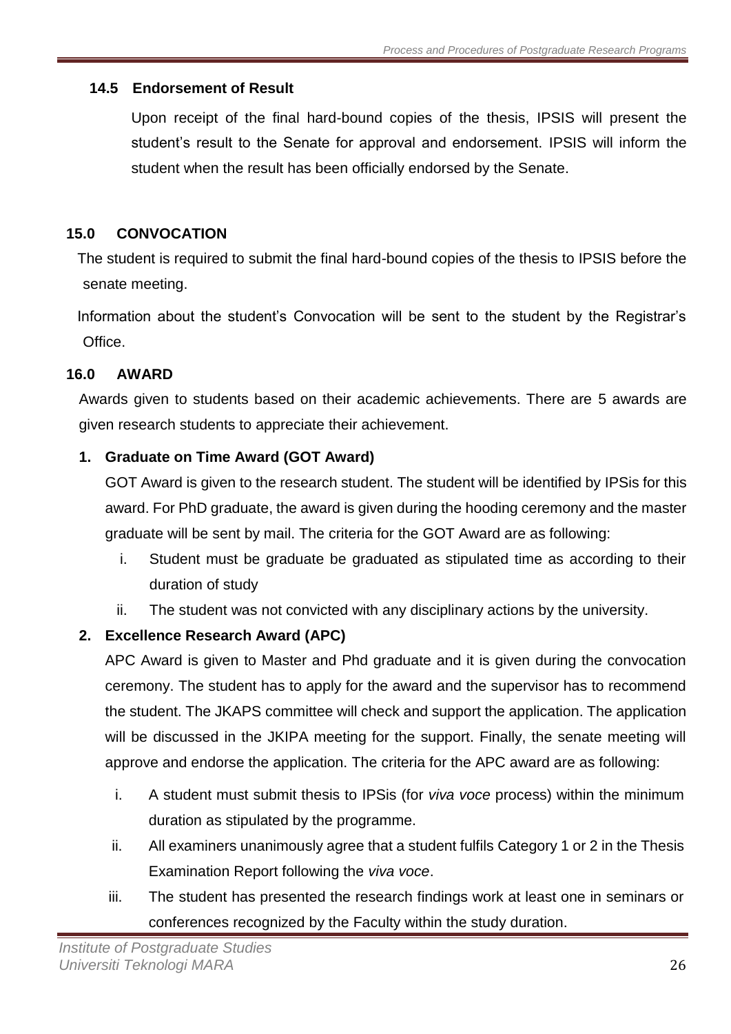### 14.5 Endorsement of Result

Upon receipt of the final hard-bound copies of the thesis, IPSIS will present the student's result to the Senate for approval and endorsement. IPSIS will inform the student when the result has been officially endorsed by the Senate.

## 15.0 CONVOCATION

The student is required to submit the final hard-bound copies of the thesis to IPSIS before the senate meeting.

Information about the student's Convocation will be sent to the student by the Registrar's Office.

## 16.0 AWARD

Awards given to students based on their academic achievements. There are 5 awards are given research students to appreciate their achievement.

**1. Graduate on Time Award (GOT Award)**

GOT Award is given to the research student. The student will be identified by IPSis for this award. For PhD graduate, the award is given during the hooding ceremony and the master graduate will be sent by mail. The criteria for the GOT Award are as following:

i. Student must be graduate be graduated as stipulated time as according to their duration of study

ii. The student was not convicted with any disciplinary actions by the university.

**2. Excellence Research Award (APC)**

APC Award is given to Master and Phd graduate and it is given during the convocation ceremony. The student has to apply for the award and the supervisor has to recommend the student. The JKAPS committee will check and support the application. The application will be discussed in the JKIPA meeting for the support. Finally, the senate meeting will approve and endorse the application. The criteria for the APC award are as following:

i. A student must submit thesis to IPSis (for *viva voce* process) within the minimum duration as stipulated by the programme.

ii. All examiners unanimously agree that a student fulfils Category 1 or 2 in the Thesis Examination Report following the *viva voce*.

iii. The student has presented the research findings work at least one in seminars or conferences recognized by the Faculty within the study duration.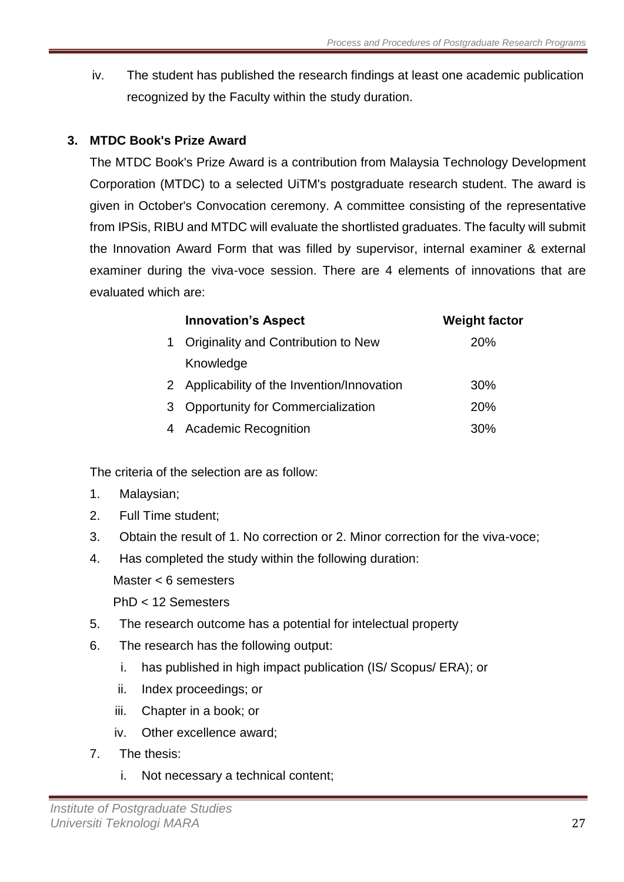iv. The student has published the research findings at least one academic publication recognized by the Faculty within the study duration.

### 3. MTDC Book's Prize Award

The MTDC Book's Prize Award is a contribution from Malaysia Technology Development Corporation (MTDC) to a selected UiTM's postgraduate research student. The award is given in October's Convocation ceremony. A committee consisting of the representative from IPSis, RIBU and MTDC will evaluate the shortlisted graduates. The faculty will submit the Innovation Award Form that was filled by supervisor, internal examiner & external examiner during the viva-voce session. There are 4 elements of innovations that are evaluated which are:

| | Innovation's Aspect | Weight factor |
|---|---|---|
| 1 | Originality and Contribution to New Knowledge | 20% |
| 2 | Applicability of the Invention/Innovation | 30% |
| 3 | Opportunity for Commercialization | 20% |
| 4 | Academic Recognition | 30% |

The criteria of the selection are as follow:

1. Malaysian;
2. Full Time student;
3. Obtain the result of 1. No correction or 2. Minor correction for the viva-voce;
4. Has completed the study within the following duration:
   Master < 6 semesters
   PhD < 12 Semesters
5. The research outcome has a potential for intelectual property
6. The research has the following output:
   i. has published in high impact publication (IS/ Scopus/ ERA); or
   ii. Index proceedings; or
   iii. Chapter in a book; or
   iv. Other excellence award;
7. The thesis:
   i. Not necessary a technical content;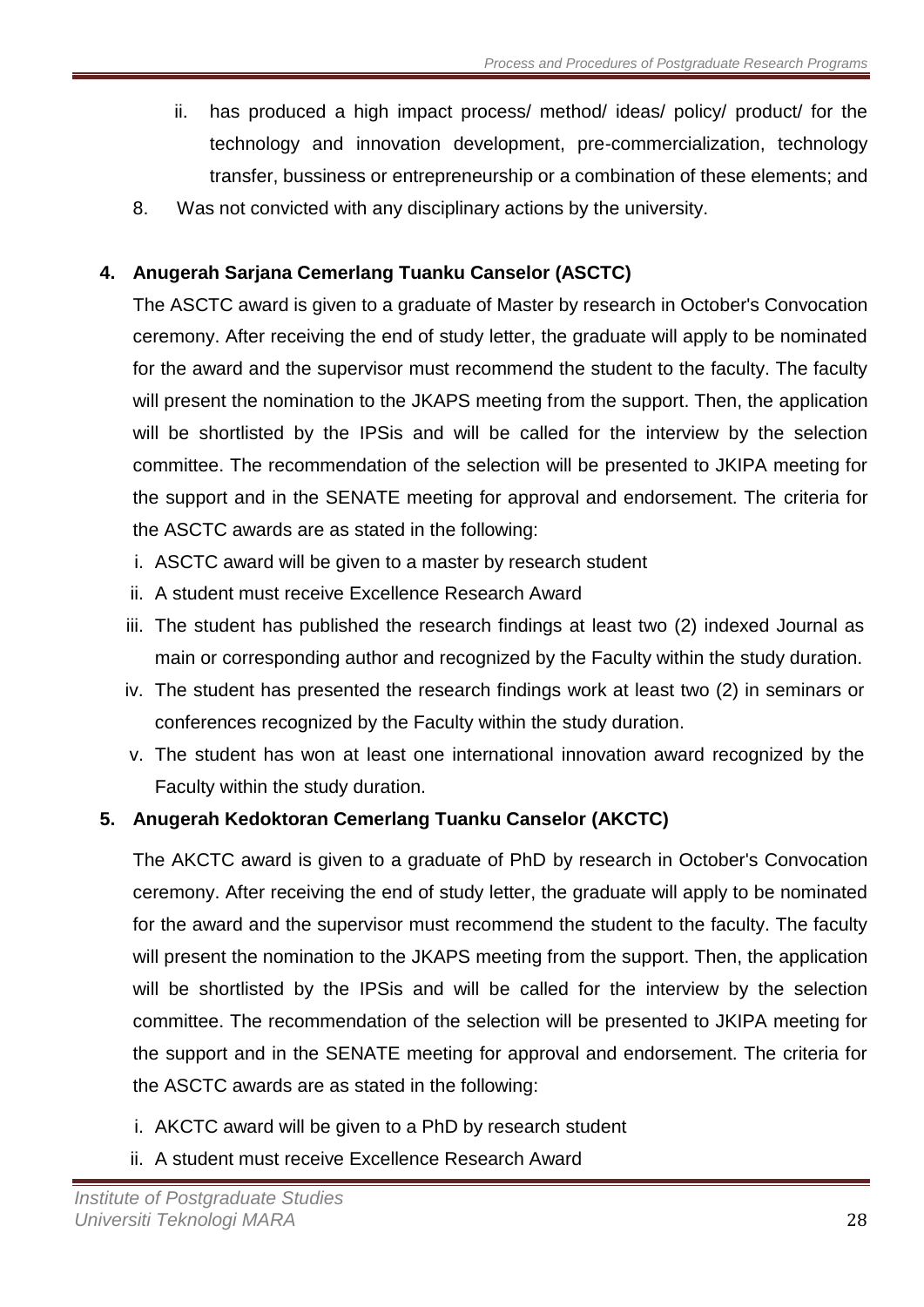ii. has produced a high impact process/ method/ ideas/ policy/ product/ for the technology and innovation development, pre-commercialization, technology transfer, bussiness or entrepreneurship or a combination of these elements; and

8. Was not convicted with any disciplinary actions by the university.

**4. Anugerah Sarjana Cemerlang Tuanku Canselor (ASCTC)**

The ASCTC award is given to a graduate of Master by research in October's Convocation ceremony. After receiving the end of study letter, the graduate will apply to be nominated for the award and the supervisor must recommend the student to the faculty. The faculty will present the nomination to the JKAPS meeting from the support. Then, the application will be shortlisted by the IPSis and will be called for the interview by the selection committee. The recommendation of the selection will be presented to JKIPA meeting for the support and in the SENATE meeting for approval and endorsement. The criteria for the ASCTC awards are as stated in the following:

i. ASCTC award will be given to a master by research student
ii. A student must receive Excellence Research Award
iii. The student has published the research findings at least two (2) indexed Journal as main or corresponding author and recognized by the Faculty within the study duration.
iv. The student has presented the research findings work at least two (2) in seminars or conferences recognized by the Faculty within the study duration.
v. The student has won at least one international innovation award recognized by the Faculty within the study duration.

**5. Anugerah Kedoktoran Cemerlang Tuanku Canselor (AKCTC)**

The AKCTC award is given to a graduate of PhD by research in October's Convocation ceremony. After receiving the end of study letter, the graduate will apply to be nominated for the award and the supervisor must recommend the student to the faculty. The faculty will present the nomination to the JKAPS meeting from the support. Then, the application will be shortlisted by the IPSis and will be called for the interview by the selection committee. The recommendation of the selection will be presented to JKIPA meeting for the support and in the SENATE meeting for approval and endorsement. The criteria for the ASCTC awards are as stated in the following:

i. AKCTC award will be given to a PhD by research student
ii. A student must receive Excellence Research Award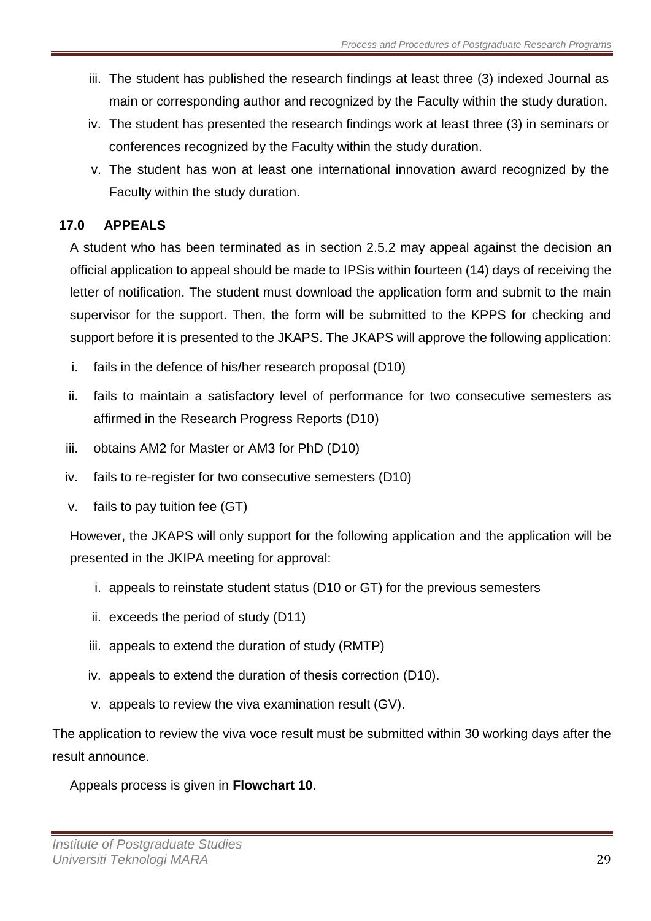iii. The student has published the research findings at least three (3) indexed Journal as main or corresponding author and recognized by the Faculty within the study duration.

iv. The student has presented the research findings work at least three (3) in seminars or conferences recognized by the Faculty within the study duration.

v. The student has won at least one international innovation award recognized by the Faculty within the study duration.

## 17.0 APPEALS

A student who has been terminated as in section 2.5.2 may appeal against the decision an official application to appeal should be made to IPSis within fourteen (14) days of receiving the letter of notification. The student must download the application form and submit to the main supervisor for the support. Then, the form will be submitted to the KPPS for checking and support before it is presented to the JKAPS. The JKAPS will approve the following application:

i. fails in the defence of his/her research proposal (D10)

ii. fails to maintain a satisfactory level of performance for two consecutive semesters as affirmed in the Research Progress Reports (D10)

iii. obtains AM2 for Master or AM3 for PhD (D10)

iv. fails to re-register for two consecutive semesters (D10)

v. fails to pay tuition fee (GT)

However, the JKAPS will only support for the following application and the application will be presented in the JKIPA meeting for approval:

i. appeals to reinstate student status (D10 or GT) for the previous semesters

ii. exceeds the period of study (D11)

iii. appeals to extend the duration of study (RMTP)

iv. appeals to extend the duration of thesis correction (D10).

v. appeals to review the viva examination result (GV).

The application to review the viva voce result must be submitted within 30 working days after the result announce.

Appeals process is given in **Flowchart 10**.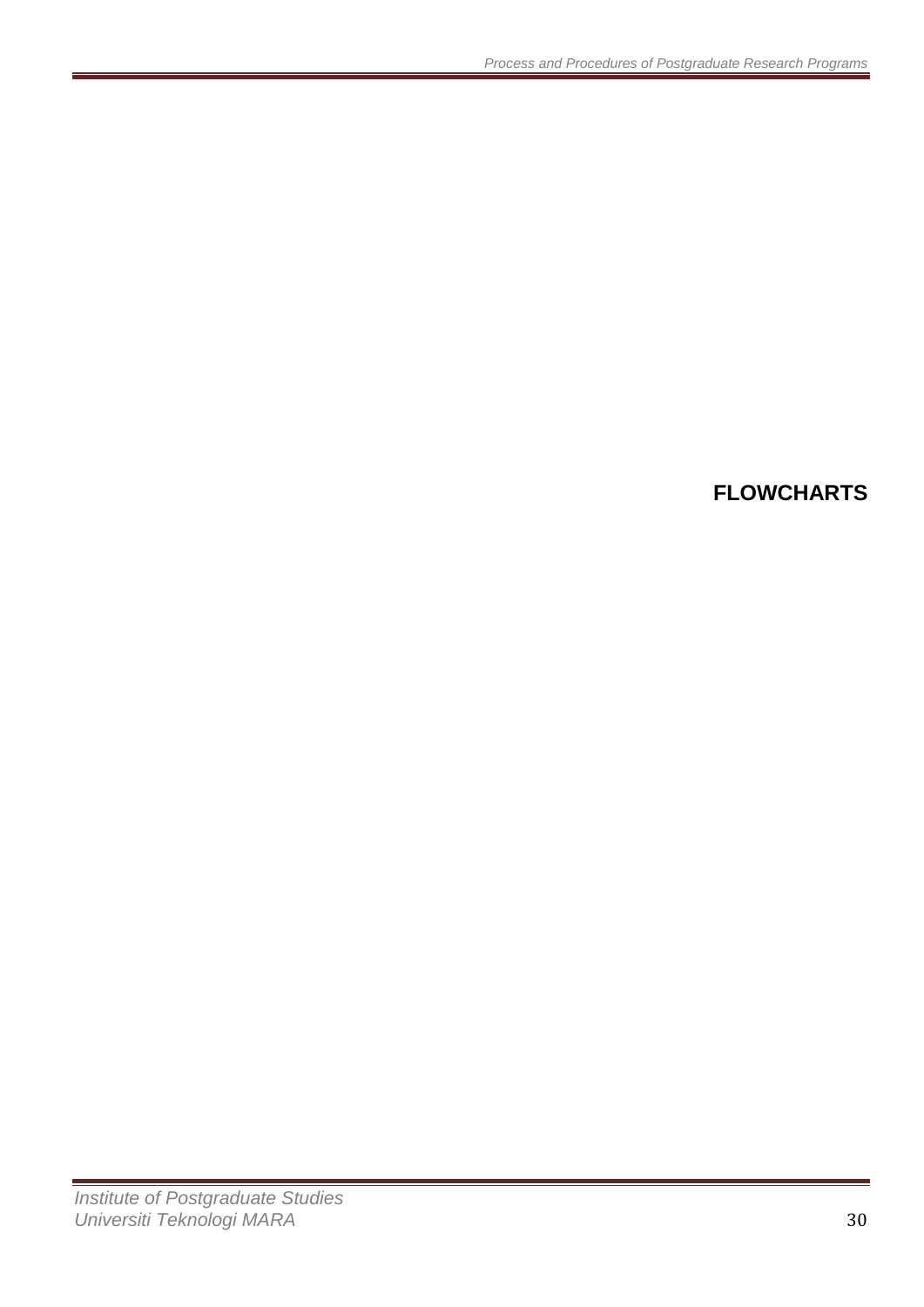# FLOWCHARTS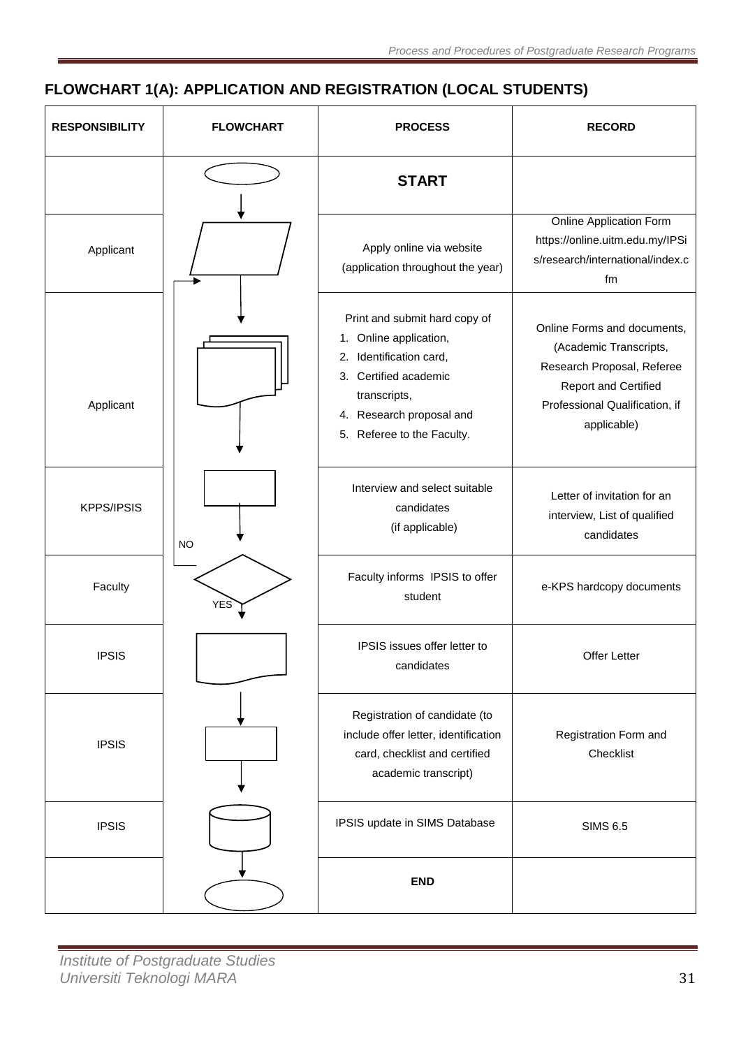# FLOWCHART 1(A): APPLICATION AND REGISTRATION (LOCAL STUDENTS)

| RESPONSIBILITY | FLOWCHART | PROCESS | RECORD |
|---|---|---|---|
| | | **START** | |
| Applicant | | Apply online via website (application throughout the year) | Online Application Form https://online.uitm.edu.my/IPSis/research/international/index.cfm |
| Applicant | | Print and submit hard copy of 1. Online application, 2. Identification card, 3. Certified academic transcripts, 4. Research proposal and 5. Referee to the Faculty. | Online Forms and documents, (Academic Transcripts, Research Proposal, Referee Report and Certified Professional Qualification, if applicable) |
| KPPS/IPSIS | NO | Interview and select suitable candidates (if applicable) | Letter of invitation for an interview, List of qualified candidates |
| Faculty | YES | Faculty informs IPSIS to offer student | e-KPS hardcopy documents |
| IPSIS | | IPSIS issues offer letter to candidates | Offer Letter |
| IPSIS | | Registration of candidate (to include offer letter, identification card, checklist and certified academic transcript) | Registration Form and Checklist |
| IPSIS | | IPSIS update in SIMS Database | SIMS 6.5 |
| | | **END** | |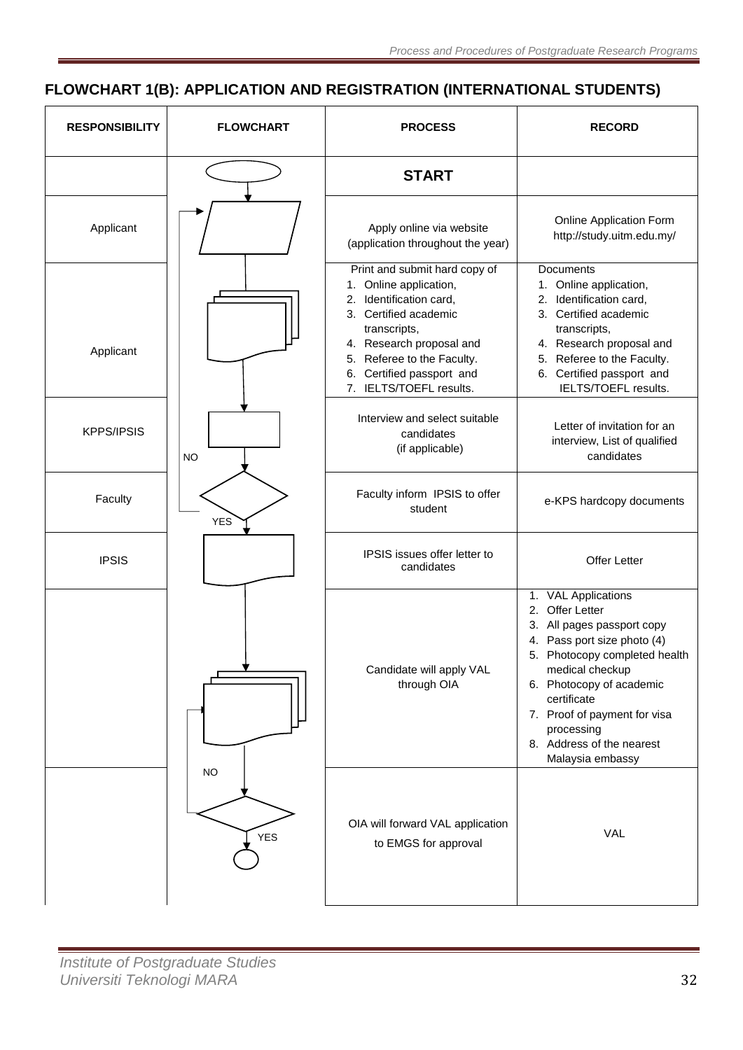## FLOWCHART 1(B): APPLICATION AND REGISTRATION (INTERNATIONAL STUDENTS)

| RESPONSIBILITY | FLOWCHART | PROCESS | RECORD |
|---|---|---|---|
| | | **START** | |
| Applicant | | Apply online via website (application throughout the year) | Online Application Form http://study.uitm.edu.my/ |
| Applicant | | Print and submit hard copy of<br>1. Online application,<br>2. Identification card,<br>3. Certified academic transcripts,<br>4. Research proposal and<br>5. Referee to the Faculty.<br>6. Certified passport and<br>7. IELTS/TOEFL results. | Documents<br>1. Online application,<br>2. Identification card,<br>3. Certified academic transcripts,<br>4. Research proposal and<br>5. Referee to the Faculty.<br>6. Certified passport and IELTS/TOEFL results. |
| KPPS/IPSIS | NO | Interview and select suitable candidates (if applicable) | Letter of invitation for an interview, List of qualified candidates |
| Faculty | YES | Faculty inform IPSIS to offer student | e-KPS hardcopy documents |
| IPSIS | | IPSIS issues offer letter to candidates | Offer Letter |
| | | Candidate will apply VAL through OIA | 1. VAL Applications<br>2. Offer Letter<br>3. All pages passport copy<br>4. Pass port size photo (4)<br>5. Photocopy completed health medical checkup<br>6. Photocopy of academic certificate<br>7. Proof of payment for visa processing<br>8. Address of the nearest Malaysia embassy |
| | NO<br>YES | OIA will forward VAL application to EMGS for approval | VAL |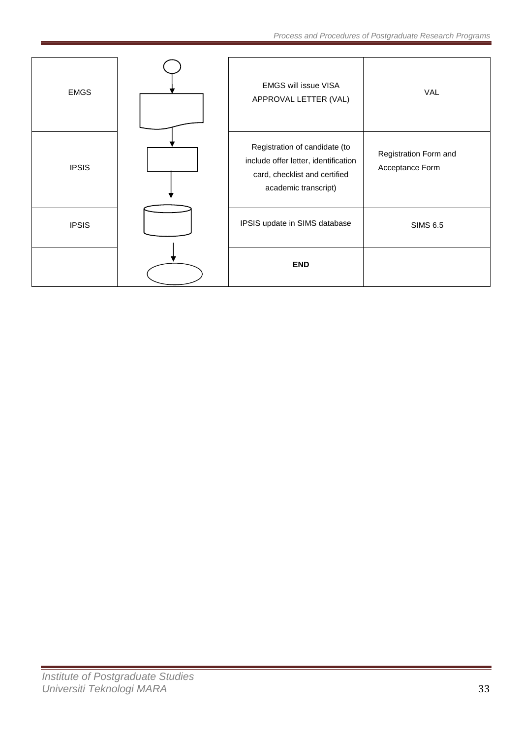| EMGS | | EMGS will issue VISA APPROVAL LETTER (VAL) | VAL |
|---|---|---|---|
| IPSIS | | Registration of candidate (to include offer letter, identification card, checklist and certified academic transcript) | Registration Form and Acceptance Form |
| IPSIS | | IPSIS update in SIMS database | SIMS 6.5 |
| | | **END** | |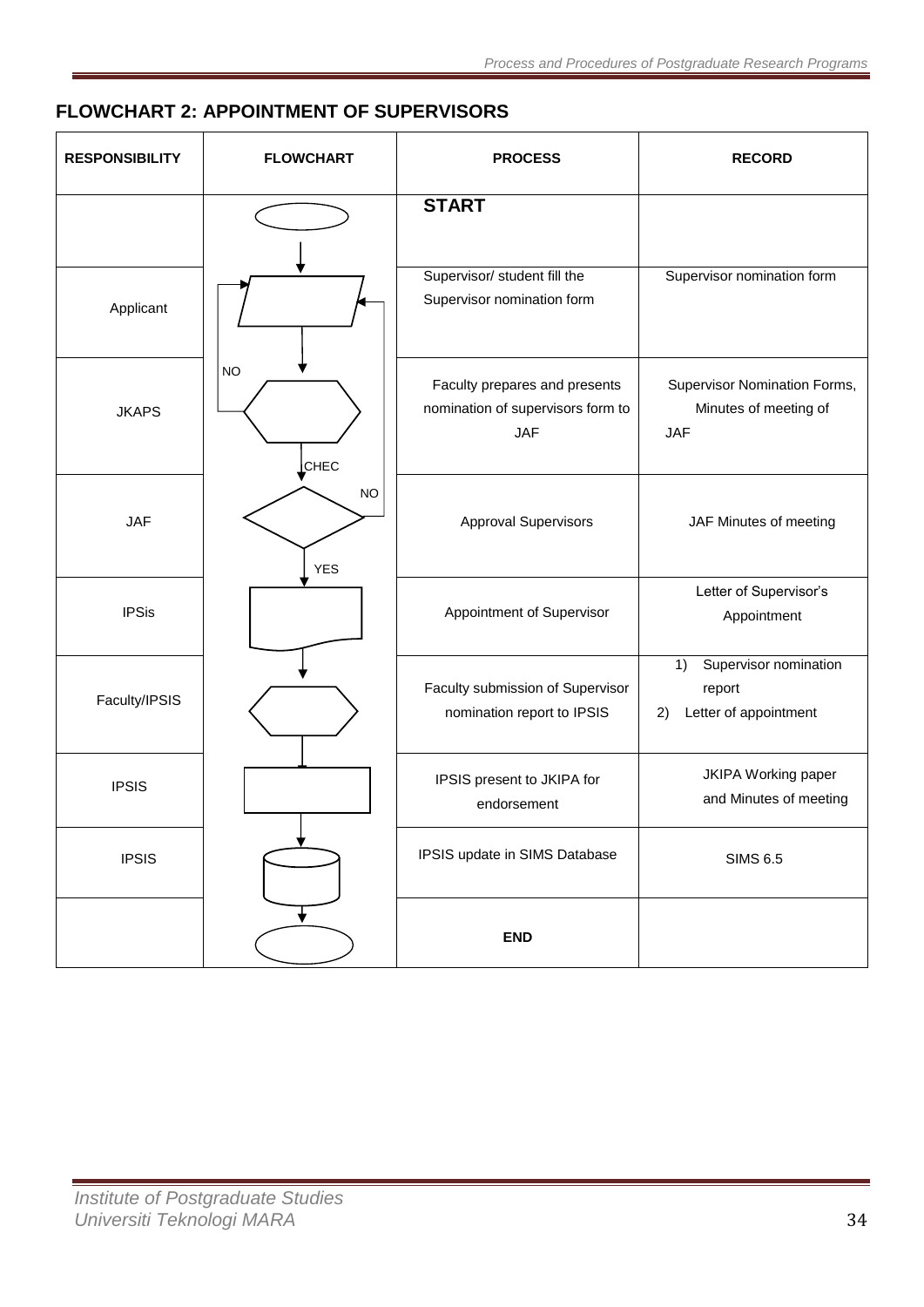## FLOWCHART 2: APPOINTMENT OF SUPERVISORS

| RESPONSIBILITY | FLOWCHART | PROCESS | RECORD |
|---|---|---|---|
| | | **START** | |
| Applicant | | Supervisor/ student fill the Supervisor nomination form | Supervisor nomination form |
| JKAPS | NO<br>CHEC | Faculty prepares and presents nomination of supervisors form to JAF | Supervisor Nomination Forms, Minutes of meeting of JAF |
| JAF | NO<br>YES | Approval Supervisors | JAF Minutes of meeting |
| IPSis | | Appointment of Supervisor | Letter of Supervisor's Appointment |
| Faculty/IPSIS | | Faculty submission of Supervisor nomination report to IPSIS | 1) Supervisor nomination report<br>2) Letter of appointment |
| IPSIS | | IPSIS present to JKIPA for endorsement | JKIPA Working paper and Minutes of meeting |
| IPSIS | | IPSIS update in SIMS Database | SIMS 6.5 |
| | | **END** | |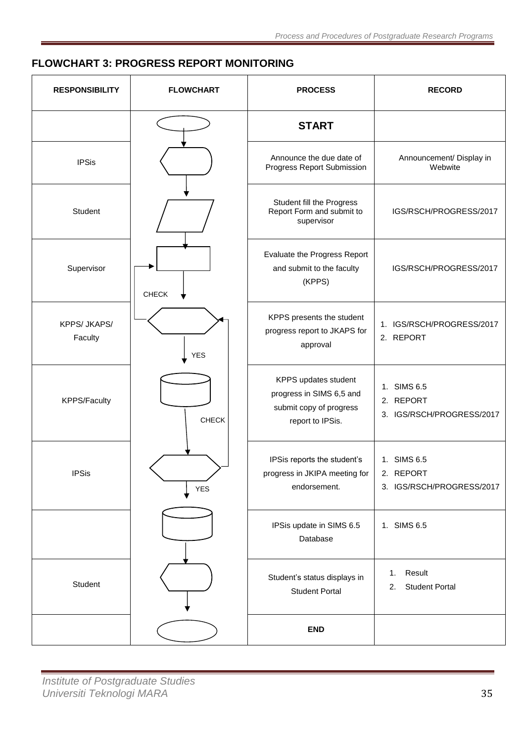## FLOWCHART 3: PROGRESS REPORT MONITORING

| RESPONSIBILITY | FLOWCHART | PROCESS | RECORD |
|---|---|---|---|
| | | **START** | |
| IPSis | | Announce the due date of Progress Report Submission | Announcement/ Display in Webwite |
| Student | | Student fill the Progress Report Form and submit to supervisor | IGS/RSCH/PROGRESS/2017 |
| Supervisor | CHECK | Evaluate the Progress Report and submit to the faculty (KPPS) | IGS/RSCH/PROGRESS/2017 |
| KPPS/ JKAPS/ Faculty | YES | KPPS presents the student progress report to JKAPS for approval | 1. IGS/RSCH/PROGRESS/2017<br>2. REPORT |
| KPPS/Faculty | CHECK | KPPS updates student progress in SIMS 6,5 and submit copy of progress report to IPSis. | 1. SIMS 6.5<br>2. REPORT<br>3. IGS/RSCH/PROGRESS/2017 |
| IPSis | YES | IPSis reports the student's progress in JKIPA meeting for endorsement. | 1. SIMS 6.5<br>2. REPORT<br>3. IGS/RSCH/PROGRESS/2017 |
| | | IPSis update in SIMS 6.5 Database | 1. SIMS 6.5 |
| Student | | Student's status displays in Student Portal | 1. Result<br>2. Student Portal |
| | | **END** | |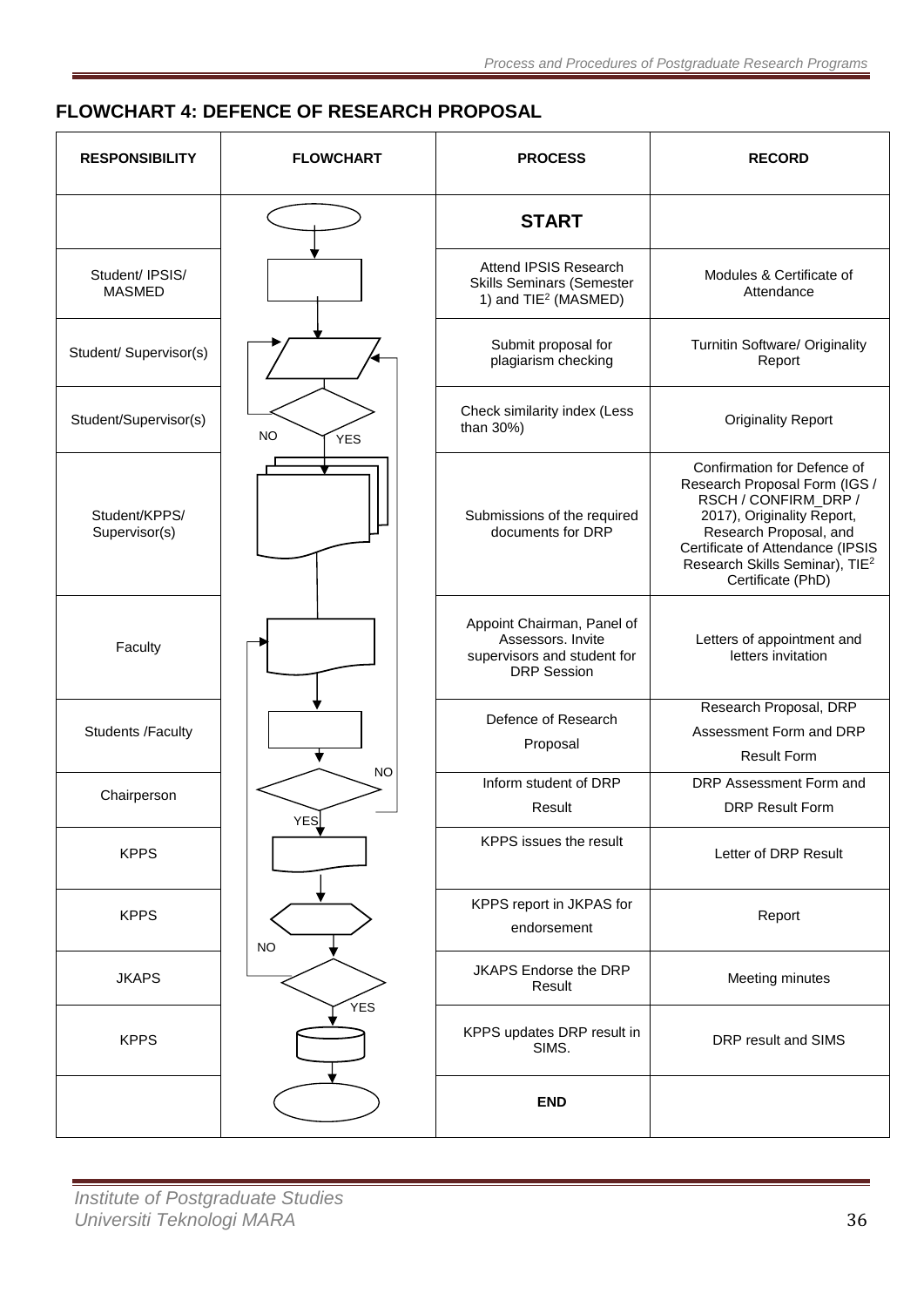## FLOWCHART 4: DEFENCE OF RESEARCH PROPOSAL

| RESPONSIBILITY | FLOWCHART | PROCESS | RECORD |
|---|---|---|---|
| | | **START** | |
| Student/ IPSIS/ MASMED | | Attend IPSIS Research Skills Seminars (Semester 1) and TIE[2] (MASMED) | Modules & Certificate of Attendance |
| Student/ Supervisor(s) | | Submit proposal for plagiarism checking | Turnitin Software/ Originality Report |
| Student/Supervisor(s) | NO / YES | Check similarity index (Less than 30%) | Originality Report |
| Student/KPPS/ Supervisor(s) | | Submissions of the required documents for DRP | Confirmation for Defence of Research Proposal Form (IGS / RSCH / CONFIRM_DRP / 2017), Originality Report, Research Proposal, and Certificate of Attendance (IPSIS Research Skills Seminar), TIE[2] Certificate (PhD) |
| Faculty | | Appoint Chairman, Panel of Assessors. Invite supervisors and student for DRP Session | Letters of appointment and letters invitation |
| Students /Faculty | | Defence of Research Proposal | Research Proposal, DRP Assessment Form and DRP Result Form |
| Chairperson | NO / YES | Inform student of DRP Result | DRP Assessment Form and DRP Result Form |
| KPPS | | KPPS issues the result | Letter of DRP Result |
| KPPS | | KPPS report in JKPAS for endorsement | Report |
| JKAPS | NO / YES | JKAPS Endorse the DRP Result | Meeting minutes |
| KPPS | | KPPS updates DRP result in SIMS. | DRP result and SIMS |
| | | **END** | |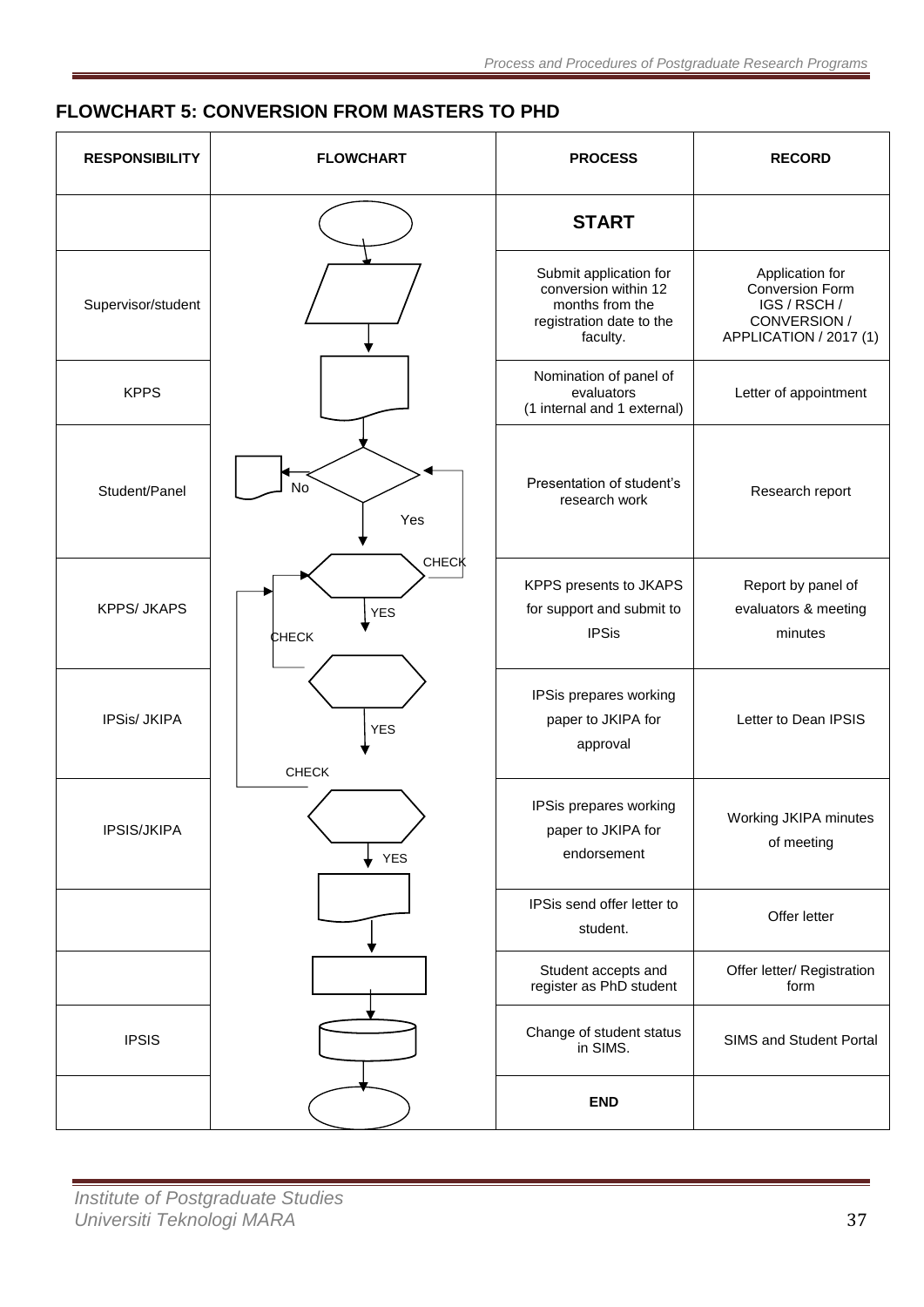## FLOWCHART 5: CONVERSION FROM MASTERS TO PHD

| RESPONSIBILITY | FLOWCHART | PROCESS | RECORD |
|---|---|---|---|
| | | **START** | |
| Supervisor/student | | Submit application for conversion within 12 months from the registration date to the faculty. | Application for Conversion Form IGS / RSCH / CONVERSION / APPLICATION / 2017 (1) |
| KPPS | | Nomination of panel of evaluators (1 internal and 1 external) | Letter of appointment |
| Student/Panel | No / Yes | Presentation of student's research work | Research report |
| KPPS/ JKAPS | CHECK / YES / CHECK | KPPS presents to JKAPS for support and submit to IPSis | Report by panel of evaluators & meeting minutes |
| IPSis/ JKIPA | YES / CHECK | IPSis prepares working paper to JKIPA for approval | Letter to Dean IPSIS |
| IPSIS/JKIPA | YES | IPSis prepares working paper to JKIPA for endorsement | Working JKIPA minutes of meeting |
| | | IPSis send offer letter to student. | Offer letter |
| | | Student accepts and register as PhD student | Offer letter/ Registration form |
| IPSIS | | Change of student status in SIMS. | SIMS and Student Portal |
| | | **END** | |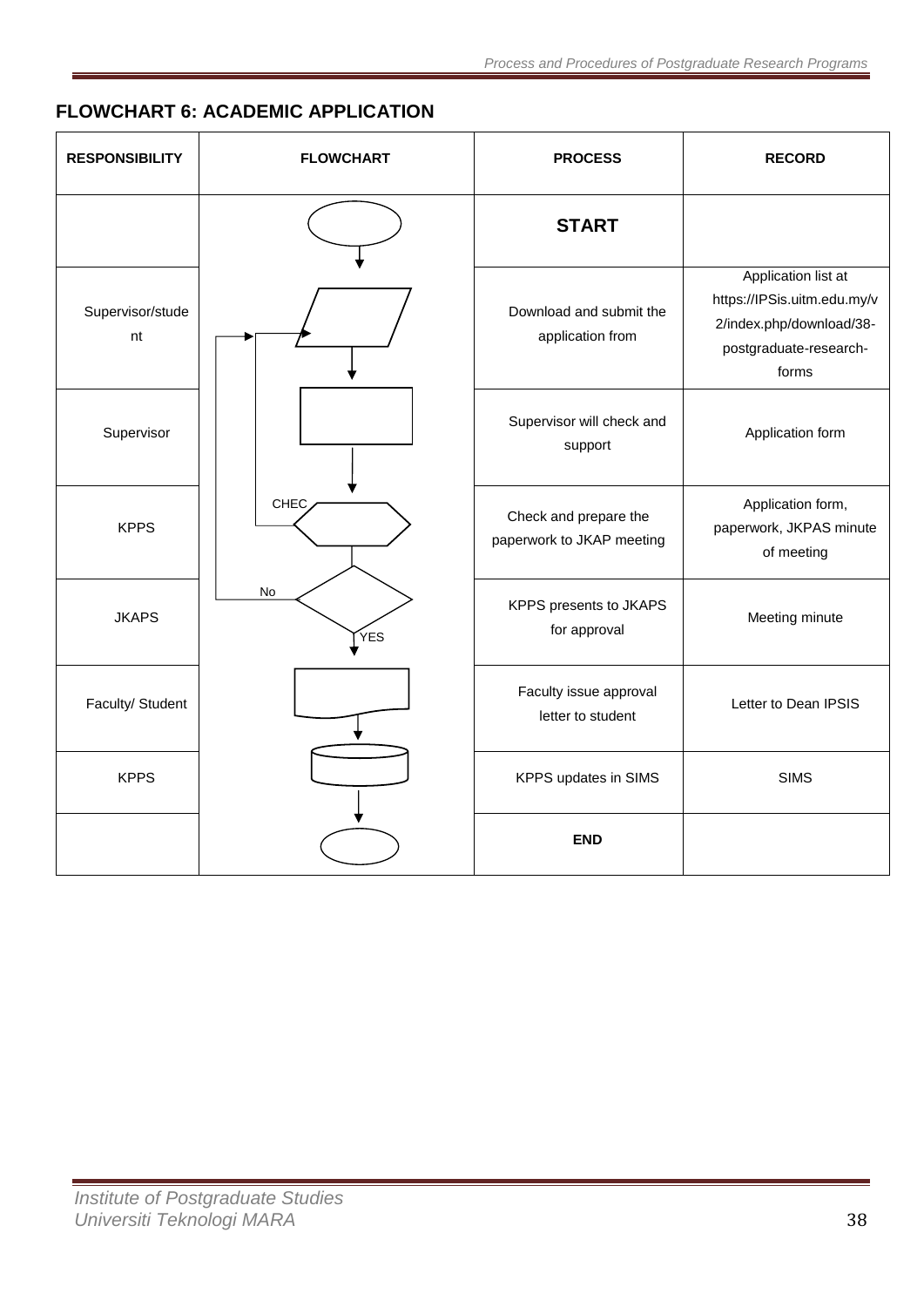## FLOWCHART 6: ACADEMIC APPLICATION

| RESPONSIBILITY | FLOWCHART | PROCESS | RECORD |
|---|---|---|---|
| | | **START** | |
| Supervisor/student | | Download and submit the application from | Application list at https://IPSis.uitm.edu.my/v2/index.php/download/38-postgraduate-research-forms |
| Supervisor | | Supervisor will check and support | Application form |
| KPPS | CHEC | Check and prepare the paperwork to JKAP meeting | Application form, paperwork, JKPAS minute of meeting |
| JKAPS | No / YES | KPPS presents to JKAPS for approval | Meeting minute |
| Faculty/ Student | | Faculty issue approval letter to student | Letter to Dean IPSIS |
| KPPS | | KPPS updates in SIMS | SIMS |
| | | **END** | |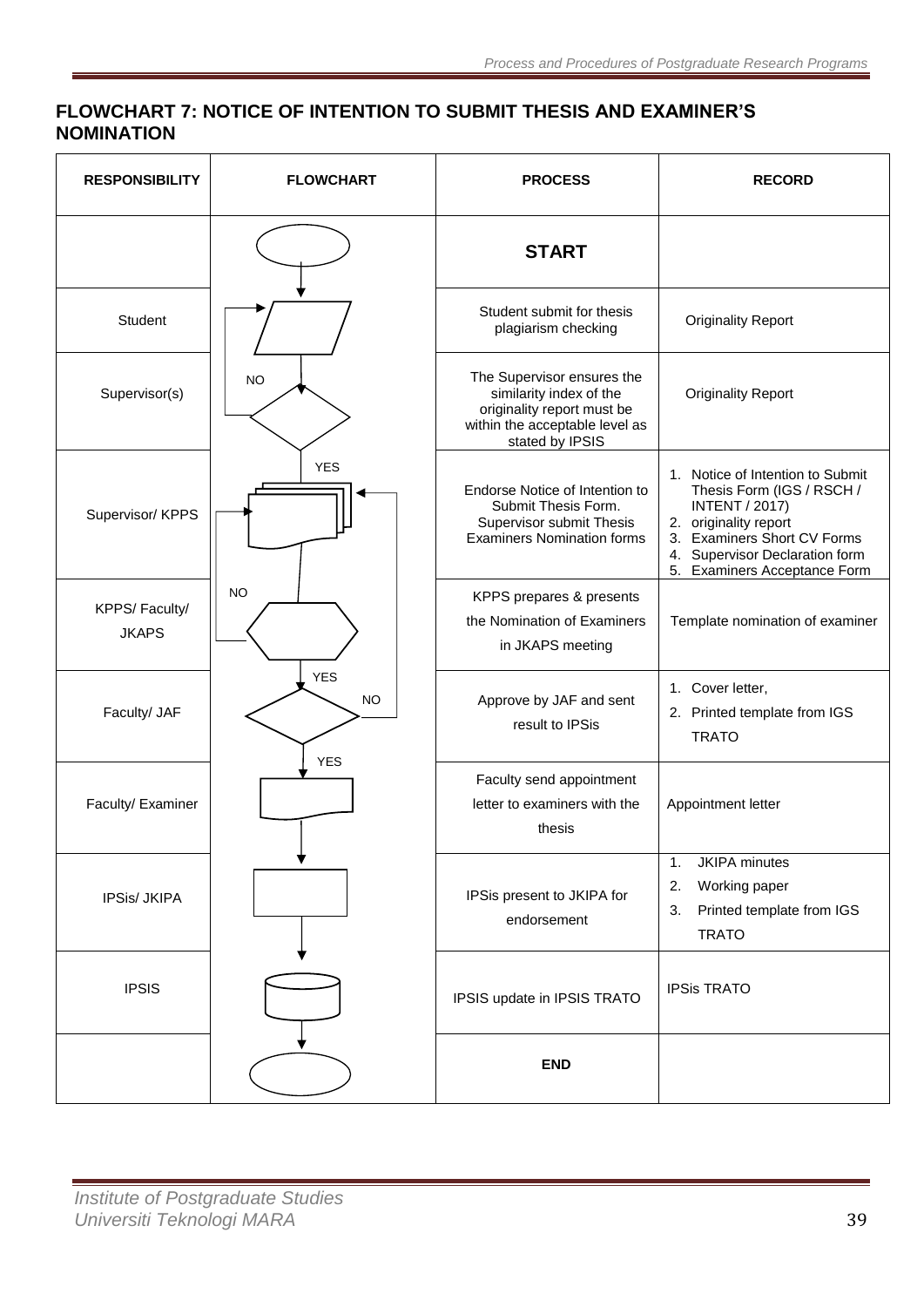## FLOWCHART 7: NOTICE OF INTENTION TO SUBMIT THESIS AND EXAMINER'S NOMINATION

| RESPONSIBILITY | FLOWCHART | PROCESS | RECORD |
|---|---|---|---|
| | | **START** | |
| Student | | Student submit for thesis plagiarism checking | Originality Report |
| Supervisor(s) | NO | The Supervisor ensures the similarity index of the originality report must be within the acceptable level as stated by IPSIS | Originality Report |
| Supervisor/ KPPS | YES | Endorse Notice of Intention to Submit Thesis Form. Supervisor submit Thesis Examiners Nomination forms | 1. Notice of Intention to Submit Thesis Form (IGS / RSCH / INTENT / 2017)<br>2. originality report<br>3. Examiners Short CV Forms<br>4. Supervisor Declaration form<br>5. Examiners Acceptance Form |
| KPPS/ Faculty/ JKAPS | NO | KPPS prepares & presents the Nomination of Examiners in JKAPS meeting | Template nomination of examiner |
| Faculty/ JAF | YES / NO | Approve by JAF and sent result to IPSis | 1. Cover letter,<br>2. Printed template from IGS TRATO |
| Faculty/ Examiner | YES | Faculty send appointment letter to examiners with the thesis | Appointment letter |
| IPSis/ JKIPA | | IPSis present to JKIPA for endorsement | 1. JKIPA minutes<br>2. Working paper<br>3. Printed template from IGS TRATO |
| IPSIS | | IPSIS update in IPSIS TRATO | IPSis TRATO |
| | | **END** | |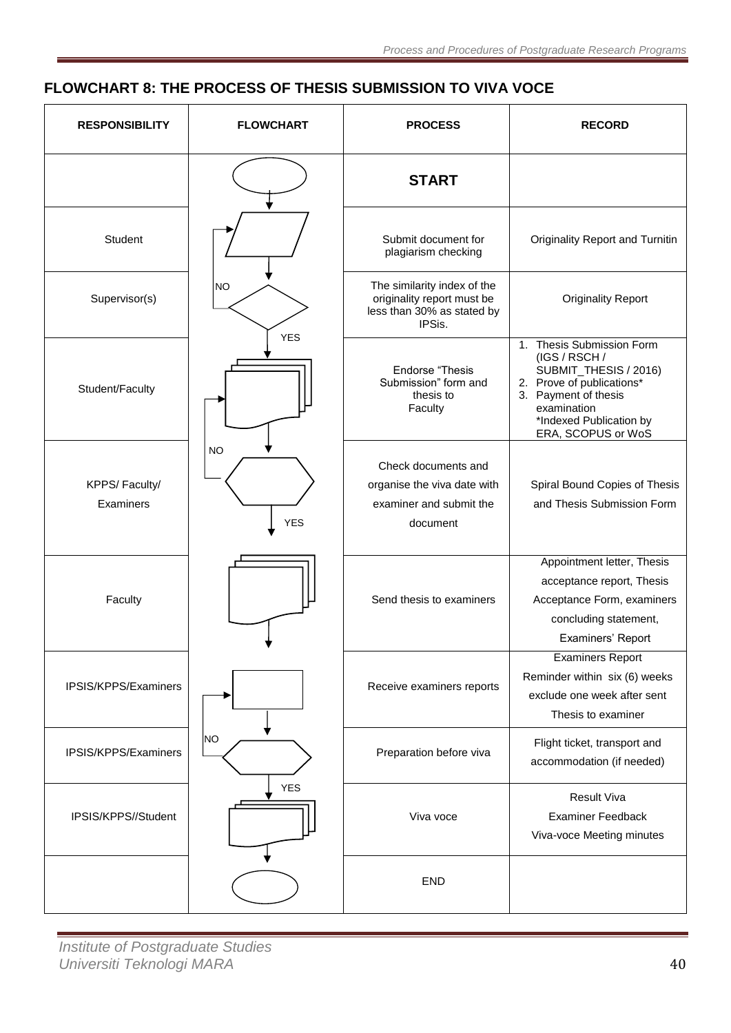## FLOWCHART 8: THE PROCESS OF THESIS SUBMISSION TO VIVA VOCE

| RESPONSIBILITY | FLOWCHART | PROCESS | RECORD |
|---|---|---|---|
| | | **START** | |
| Student | | Submit document for plagiarism checking | Originality Report and Turnitin |
| Supervisor(s) | NO / YES | The similarity index of the originality report must be less than 30% as stated by IPSis. | Originality Report |
| Student/Faculty | | Endorse "Thesis Submission" form and thesis to Faculty | 1. Thesis Submission Form (IGS / RSCH / SUBMIT_THESIS / 2016) 2. Prove of publications* 3. Payment of thesis examination *Indexed Publication by ERA, SCOPUS or WoS |
| KPPS/ Faculty/ Examiners | NO / YES | Check documents and organise the viva date with examiner and submit the document | Spiral Bound Copies of Thesis and Thesis Submission Form |
| Faculty | | Send thesis to examiners | Appointment letter, Thesis acceptance report, Thesis Acceptance Form, examiners concluding statement, Examiners' Report |
| IPSIS/KPPS/Examiners | | Receive examiners reports | Examiners Report Reminder within six (6) weeks exclude one week after sent Thesis to examiner |
| IPSIS/KPPS/Examiners | NO / YES | Preparation before viva | Flight ticket, transport and accommodation (if needed) |
| IPSIS/KPPS//Student | | Viva voce | Result Viva Examiner Feedback Viva-voce Meeting minutes |
| | | END | |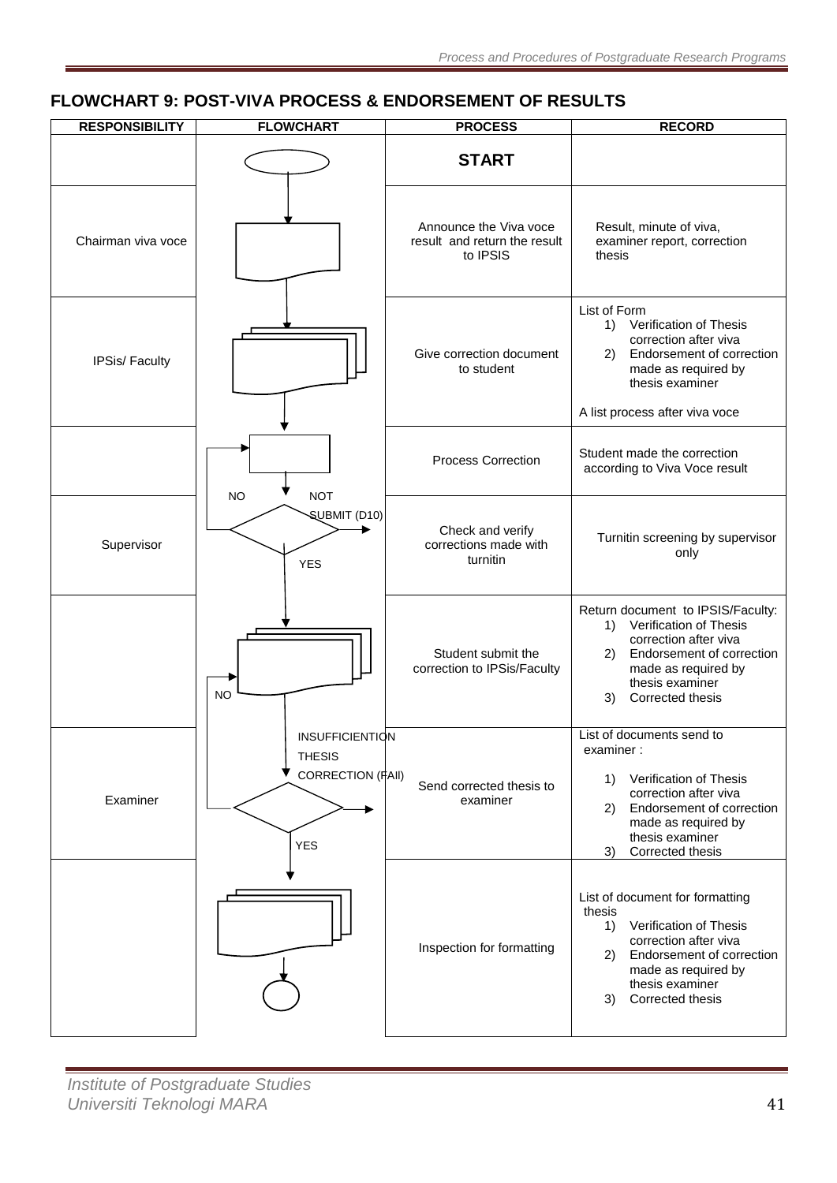## FLOWCHART 9: POST-VIVA PROCESS & ENDORSEMENT OF RESULTS

| RESPONSIBILITY | FLOWCHART | PROCESS | RECORD |
|---|---|---|---|
| | | **START** | |
| Chairman viva voce | | Announce the Viva voce result and return the result to IPSIS | Result, minute of viva, examiner report, correction thesis |
| IPSis/ Faculty | | Give correction document to student | List of Form<br>1) Verification of Thesis correction after viva<br>2) Endorsement of correction made as required by thesis examiner<br><br>A list process after viva voce |
| | | Process Correction | Student made the correction according to Viva Voce result |
| Supervisor | NO / NOT SUBMIT (D10) / YES | Check and verify corrections made with turnitin | Turnitin screening by supervisor only |
| | NO | Student submit the correction to IPSis/Faculty | Return document to IPSIS/Faculty:<br>1) Verification of Thesis correction after viva<br>2) Endorsement of correction made as required by thesis examiner<br>3) Corrected thesis |
| Examiner | INSUFFICIENTION THESIS CORRECTION (FAIl) / YES | Send corrected thesis to examiner | List of documents send to examiner :<br>1) Verification of Thesis correction after viva<br>2) Endorsement of correction made as required by thesis examiner<br>3) Corrected thesis |
| | | Inspection for formatting | List of document for formatting thesis<br>1) Verification of Thesis correction after viva<br>2) Endorsement of correction made as required by thesis examiner<br>3) Corrected thesis |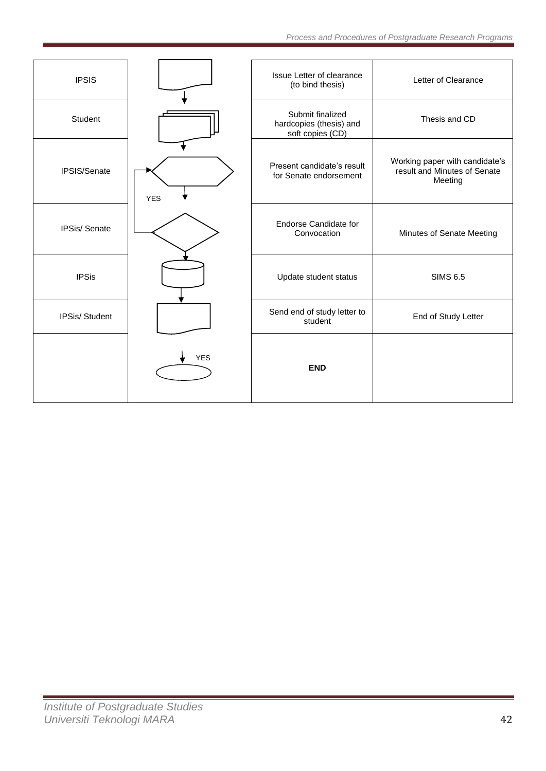| | | | |
|---|---|---|---|
| IPSIS | | Issue Letter of clearance (to bind thesis) | Letter of Clearance |
| Student | | Submit finalized hardcopies (thesis) and soft copies (CD) | Thesis and CD |
| IPSIS/Senate | YES | Present candidate's result for Senate endorsement | Working paper with candidate's result and Minutes of Senate Meeting |
| IPSis/ Senate | | Endorse Candidate for Convocation | Minutes of Senate Meeting |
| IPSis | | Update student status | SIMS 6.5 |
| IPSis/ Student | | Send end of study letter to student | End of Study Letter |
| | YES | **END** | |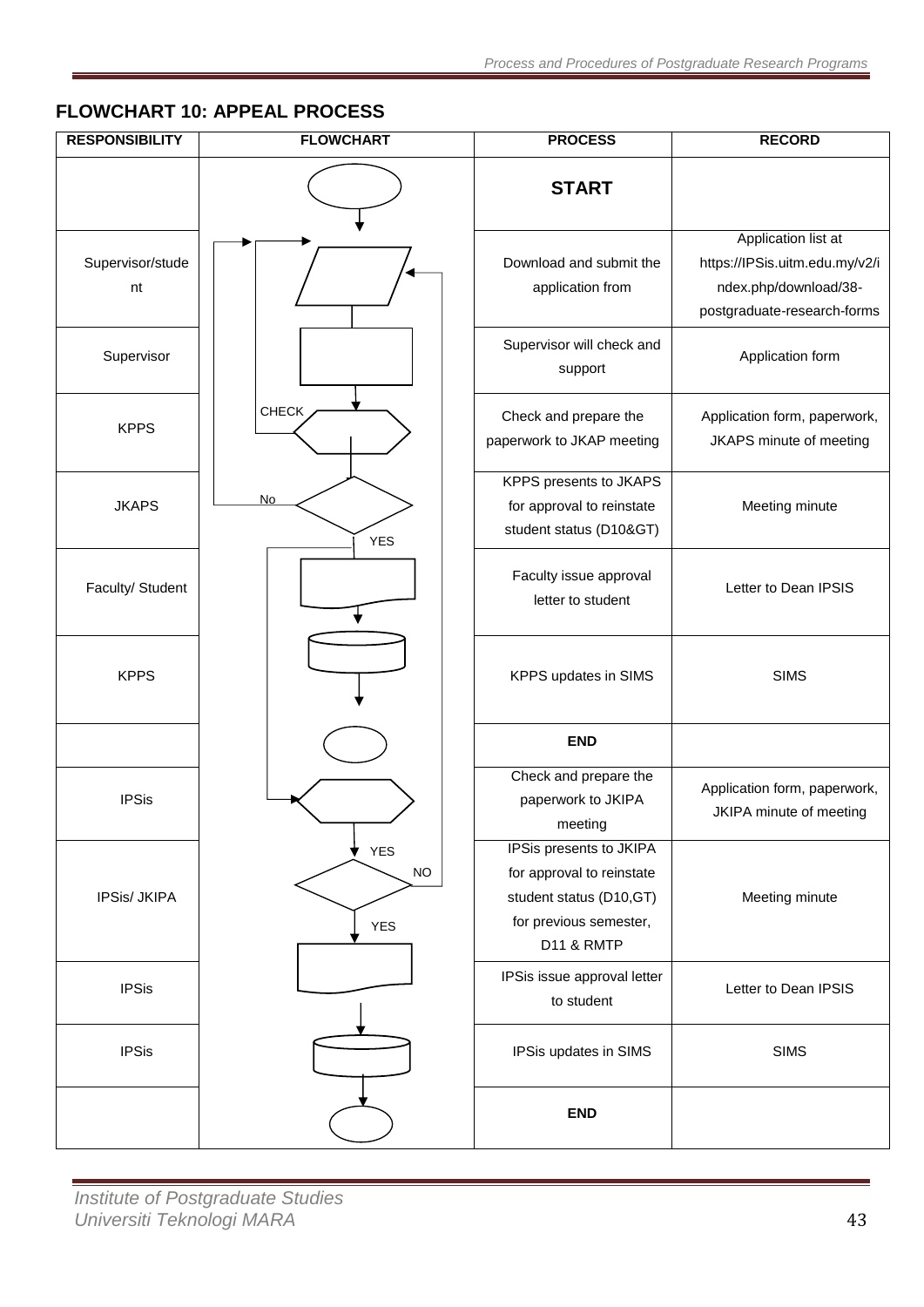## FLOWCHART 10: APPEAL PROCESS

| RESPONSIBILITY | FLOWCHART | PROCESS | RECORD |
|---|---|---|---|
| | | **START** | |
| Supervisor/student | | Download and submit the application from | Application list at https://IPSis.uitm.edu.my/v2/index.php/download/38-postgraduate-research-forms |
| Supervisor | | Supervisor will check and support | Application form |
| KPPS | CHECK | Check and prepare the paperwork to JKAP meeting | Application form, paperwork, JKAPS minute of meeting |
| JKAPS | No / YES | KPPS presents to JKAPS for approval to reinstate student status (D10&GT) | Meeting minute |
| Faculty/ Student | | Faculty issue approval letter to student | Letter to Dean IPSIS |
| KPPS | | KPPS updates in SIMS | SIMS |
| | | **END** | |
| IPSis | | Check and prepare the paperwork to JKIPA meeting | Application form, paperwork, JKIPA minute of meeting |
| IPSis/ JKIPA | YES / NO / YES | IPSis presents to JKIPA for approval to reinstate student status (D10,GT) for previous semester, D11 & RMTP | Meeting minute |
| IPSis | | IPSis issue approval letter to student | Letter to Dean IPSIS |
| IPSis | | IPSis updates in SIMS | SIMS |
| | | **END** | |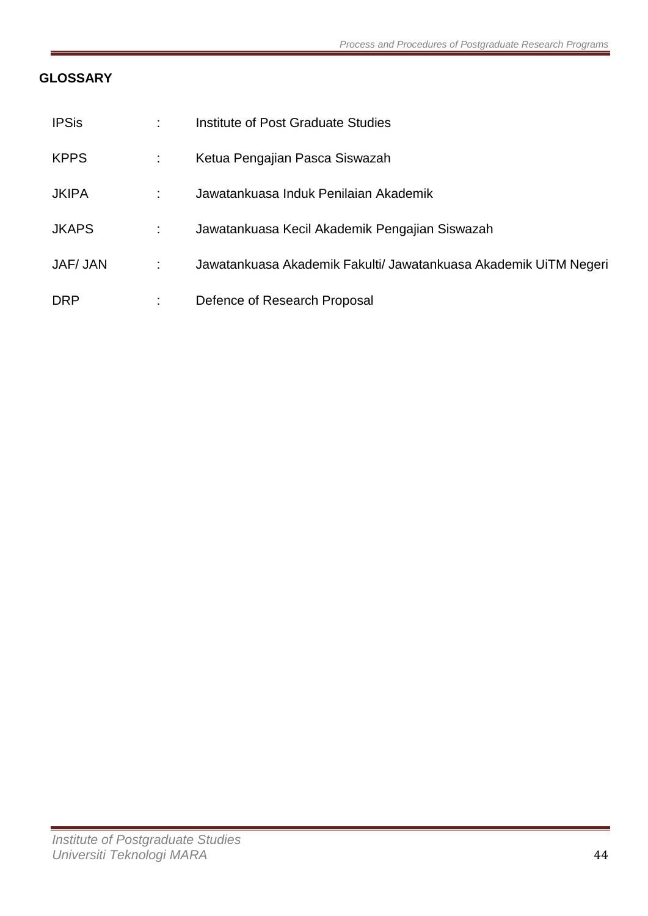## GLOSSARY

| | | |
|---|---|---|
| IPSis | : | Institute of Post Graduate Studies |
| KPPS | : | Ketua Pengajian Pasca Siswazah |
| JKIPA | : | Jawatankuasa Induk Penilaian Akademik |
| JKAPS | : | Jawatankuasa Kecil Akademik Pengajian Siswazah |
| JAF/ JAN | : | Jawatankuasa Akademik Fakulti/ Jawatankuasa Akademik UiTM Negeri |
| DRP | : | Defence of Research Proposal |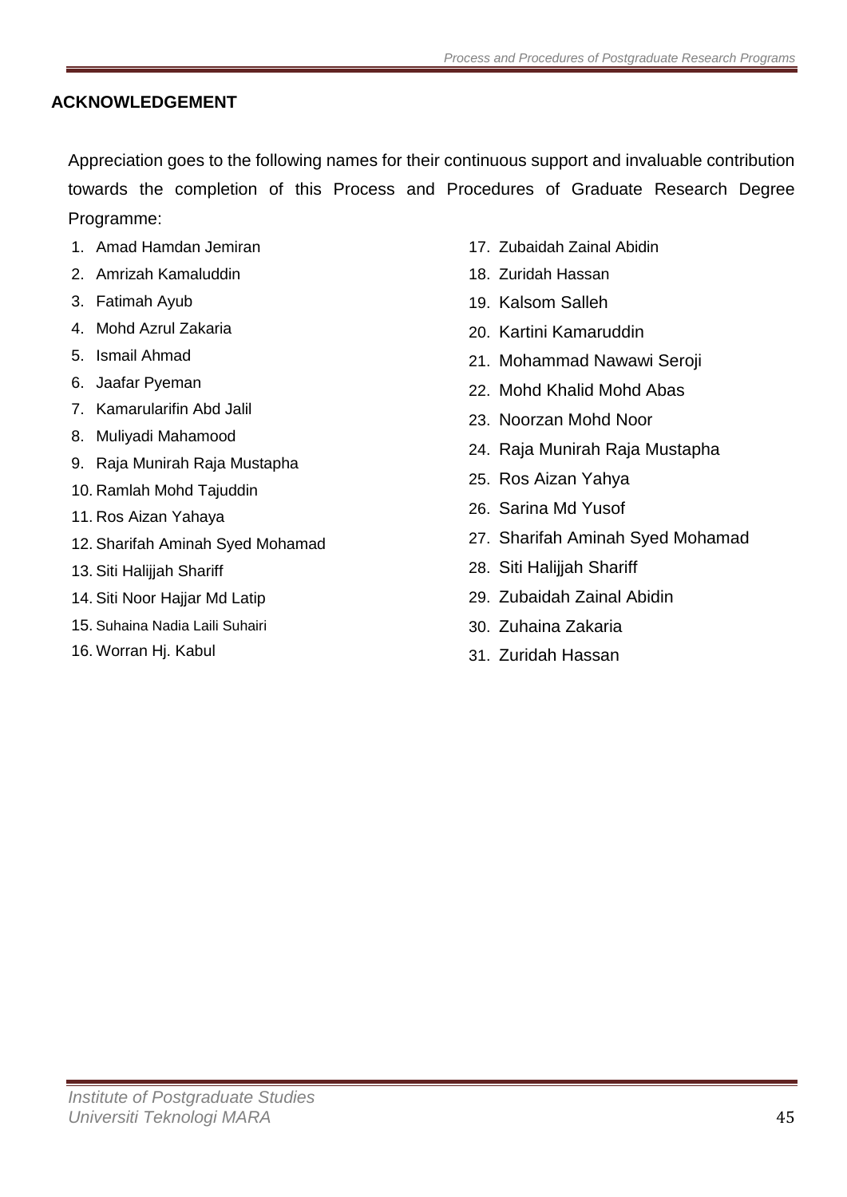## ACKNOWLEDGEMENT

Appreciation goes to the following names for their continuous support and invaluable contribution towards the completion of this Process and Procedures of Graduate Research Degree Programme:

1. Amad Hamdan Jemiran
2. Amrizah Kamaluddin
3. Fatimah Ayub
4. Mohd Azrul Zakaria
5. Ismail Ahmad
6. Jaafar Pyeman
7. Kamarularifin Abd Jalil
8. Muliyadi Mahamood
9. Raja Munirah Raja Mustapha
10. Ramlah Mohd Tajuddin
11. Ros Aizan Yahaya
12. Sharifah Aminah Syed Mohamad
13. Siti Halijjah Shariff
14. Siti Noor Hajjar Md Latip
15. Suhaina Nadia Laili Suhairi
16. Worran Hj. Kabul
17. Zubaidah Zainal Abidin
18. Zuridah Hassan
19. Kalsom Salleh
20. Kartini Kamaruddin
21. Mohammad Nawawi Seroji
22. Mohd Khalid Mohd Abas
23. Noorzan Mohd Noor
24. Raja Munirah Raja Mustapha
25. Ros Aizan Yahya
26. Sarina Md Yusof
27. Sharifah Aminah Syed Mohamad
28. Siti Halijjah Shariff
29. Zubaidah Zainal Abidin
30. Zuhaina Zakaria
31. Zuridah Hassan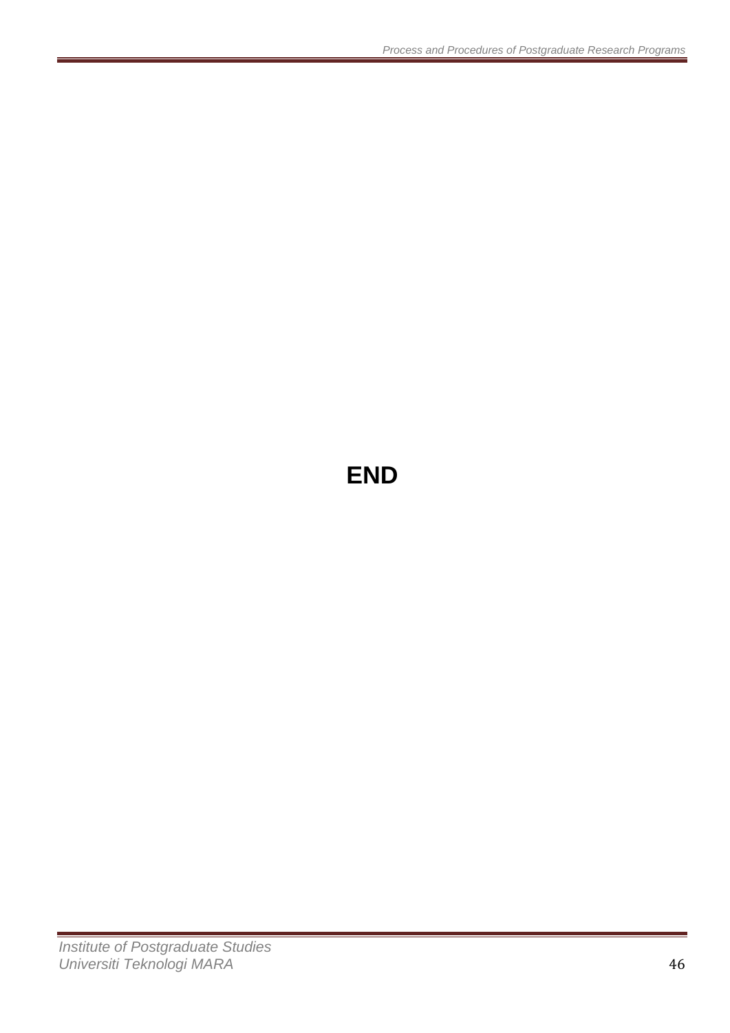**END**